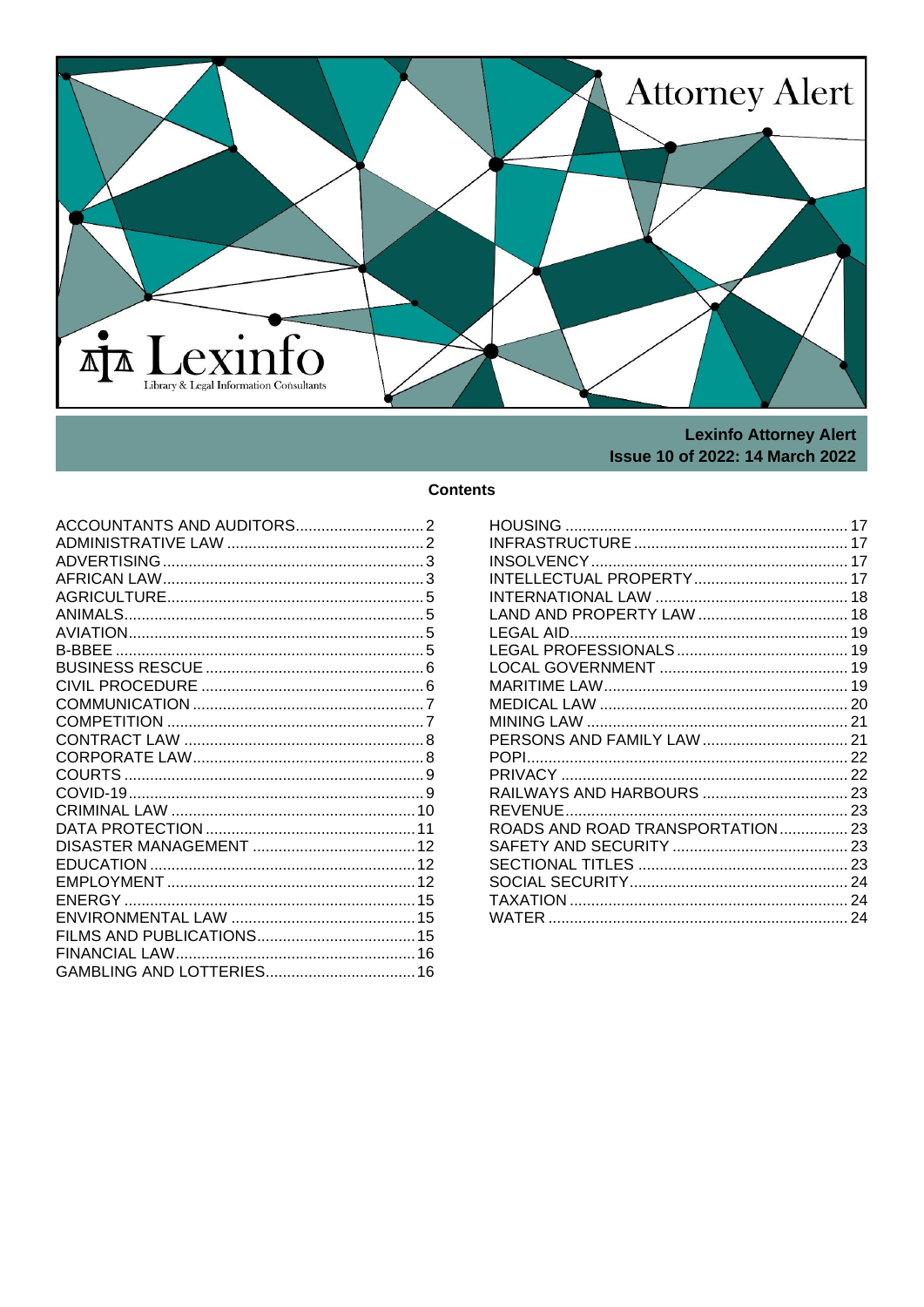# Attorney Alert

Lexinfo
Library & Legal Information Consultants

**Lexinfo Attorney Alert**
**Issue 10 of 2022: 14 March 2022**

## Contents

| | |
|---|---|
| ACCOUNTANTS AND AUDITORS | 2 |
| ADMINISTRATIVE LAW | 2 |
| ADVERTISING | 3 |
| AFRICAN LAW | 3 |
| AGRICULTURE | 5 |
| ANIMALS | 5 |
| AVIATION | 5 |
| B-BBEE | 5 |
| BUSINESS RESCUE | 6 |
| CIVIL PROCEDURE | 6 |
| COMMUNICATION | 7 |
| COMPETITION | 7 |
| CONTRACT LAW | 8 |
| CORPORATE LAW | 8 |
| COURTS | 9 |
| COVID-19 | 9 |
| CRIMINAL LAW | 10 |
| DATA PROTECTION | 11 |
| DISASTER MANAGEMENT | 12 |
| EDUCATION | 12 |
| EMPLOYMENT | 12 |
| ENERGY | 15 |
| ENVIRONMENTAL LAW | 15 |
| FILMS AND PUBLICATIONS | 15 |
| FINANCIAL LAW | 16 |
| GAMBLING AND LOTTERIES | 16 |
| HOUSING | 17 |
| INFRASTRUCTURE | 17 |
| INSOLVENCY | 17 |
| INTELLECTUAL PROPERTY | 17 |
| INTERNATIONAL LAW | 18 |
| LAND AND PROPERTY LAW | 18 |
| LEGAL AID | 19 |
| LEGAL PROFESSIONALS | 19 |
| LOCAL GOVERNMENT | 19 |
| MARITIME LAW | 19 |
| MEDICAL LAW | 20 |
| MINING LAW | 21 |
| PERSONS AND FAMILY LAW | 21 |
| POPI | 22 |
| PRIVACY | 22 |
| RAILWAYS AND HARBOURS | 23 |
| REVENUE | 23 |
| ROADS AND ROAD TRANSPORTATION | 23 |
| SAFETY AND SECURITY | 23 |
| SECTIONAL TITLES | 23 |
| SOCIAL SECURITY | 24 |
| TAXATION | 24 |
| WATER | 24 |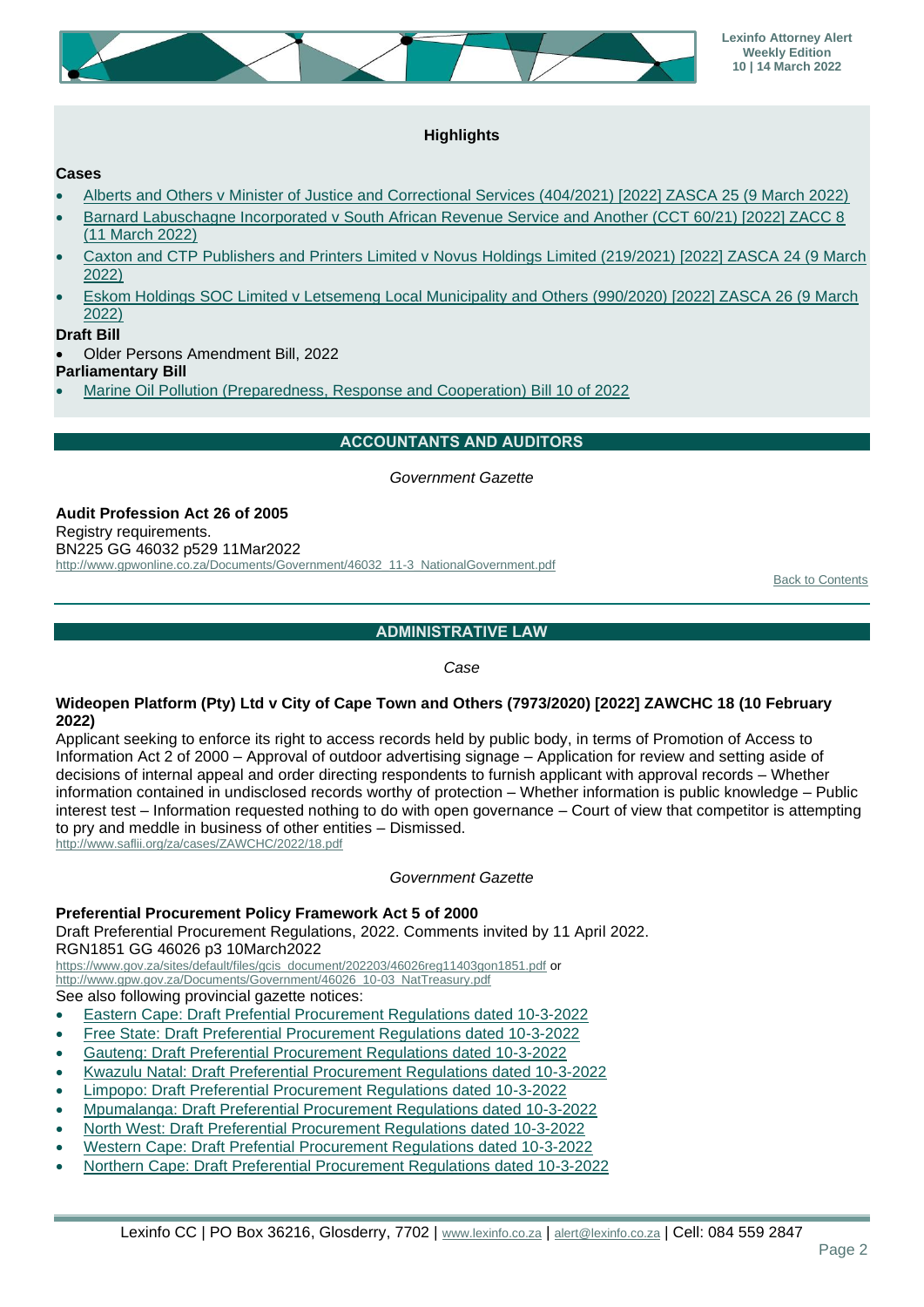## Highlights

**Cases**

- Alberts and Others v Minister of Justice and Correctional Services (404/2021) [2022] ZASCA 25 (9 March 2022)
- Barnard Labuschagne Incorporated v South African Revenue Service and Another (CCT 60/21) [2022] ZACC 8 (11 March 2022)
- Caxton and CTP Publishers and Printers Limited v Novus Holdings Limited (219/2021) [2022] ZASCA 24 (9 March 2022)
- Eskom Holdings SOC Limited v Letsemeng Local Municipality and Others (990/2020) [2022] ZASCA 26 (9 March 2022)

**Draft Bill**

- Older Persons Amendment Bill, 2022

**Parliamentary Bill**

- Marine Oil Pollution (Preparedness, Response and Cooperation) Bill 10 of 2022

## ACCOUNTANTS AND AUDITORS

*Government Gazette*

**Audit Profession Act 26 of 2005**
Registry requirements.
BN225 GG 46032 p529 11Mar2022
http://www.gpwonline.co.za/Documents/Government/46032_11-3_NationalGovernment.pdf

Back to Contents

## ADMINISTRATIVE LAW

*Case*

**Wideopen Platform (Pty) Ltd v City of Cape Town and Others (7973/2020) [2022] ZAWCHC 18 (10 February 2022)**

Applicant seeking to enforce its right to access records held by public body, in terms of Promotion of Access to Information Act 2 of 2000 – Approval of outdoor advertising signage – Application for review and setting aside of decisions of internal appeal and order directing respondents to furnish applicant with approval records – Whether information contained in undisclosed records worthy of protection – Whether information is public knowledge – Public interest test – Information requested nothing to do with open governance – Court of view that competitor is attempting to pry and meddle in business of other entities – Dismissed.
http://www.saflii.org/za/cases/ZAWCHC/2022/18.pdf

*Government Gazette*

**Preferential Procurement Policy Framework Act 5 of 2000**
Draft Preferential Procurement Regulations, 2022. Comments invited by 11 April 2022.
RGN1851 GG 46026 p3 10March2022
https://www.gov.za/sites/default/files/gcis_document/202203/46026reg11403gon1851.pdf or
http://www.gpw.gov.za/Documents/Government/46026_10-03_NatTreasury.pdf
See also following provincial gazette notices:

- Eastern Cape: Draft Prefential Procurement Regulations dated 10-3-2022
- Free State: Draft Preferential Procurement Regulations dated 10-3-2022
- Gauteng: Draft Preferential Procurement Regulations dated 10-3-2022
- Kwazulu Natal: Draft Preferential Procurement Regulations dated 10-3-2022
- Limpopo: Draft Preferential Procurement Regulations dated 10-3-2022
- Mpumalanga: Draft Preferential Procurement Regulations dated 10-3-2022
- North West: Draft Preferential Procurement Regulations dated 10-3-2022
- Western Cape: Draft Prefential Procurement Regulations dated 10-3-2022
- Northern Cape: Draft Preferential Procurement Regulations dated 10-3-2022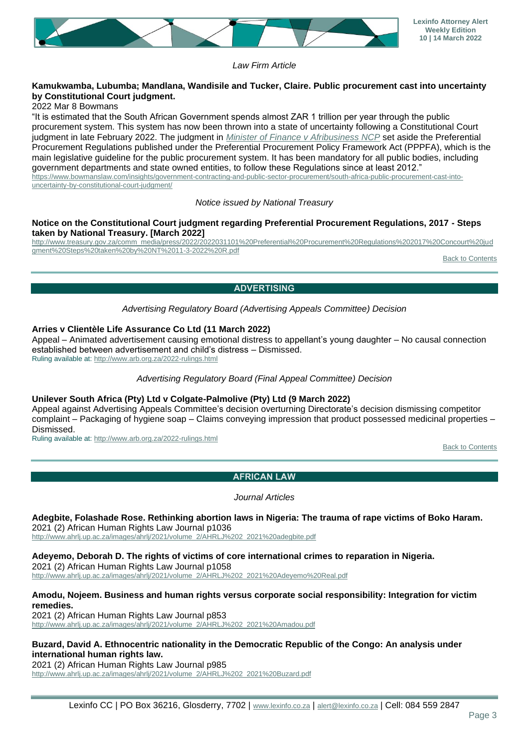*Law Firm Article*

**Kamukwamba, Lubumba; Mandlana, Wandisile and Tucker, Claire. Public procurement cast into uncertainty by Constitutional Court judgment.**
2022 Mar 8 Bowmans
"It is estimated that the South African Government spends almost ZAR 1 trillion per year through the public procurement system. This system has now been thrown into a state of uncertainty following a Constitutional Court judgment in late February 2022. The judgment in *Minister of Finance v Afribusiness NCP* set aside the Preferential Procurement Regulations published under the Preferential Procurement Policy Framework Act (PPPFA), which is the main legislative guideline for the public procurement system. It has been mandatory for all public bodies, including government departments and state owned entities, to follow these Regulations since at least 2012."
https://www.bowmanslaw.com/insights/government-contracting-and-public-sector-procurement/south-africa-public-procurement-cast-into-uncertainty-by-constitutional-court-judgment/

*Notice issued by National Treasury*

**Notice on the Constitutional Court judgment regarding Preferential Procurement Regulations, 2017 - Steps taken by National Treasury. [March 2022]**
http://www.treasury.gov.za/comm_media/press/2022/2022031101%20Preferential%20Procurement%20Regulations%202017%20Concourt%20judgment%20Steps%20taken%20by%20NT%2011-3-2022%20R.pdf

Back to Contents

## ADVERTISING

*Advertising Regulatory Board (Advertising Appeals Committee) Decision*

**Arries v Clientèle Life Assurance Co Ltd (11 March 2022)**
Appeal – Animated advertisement causing emotional distress to appellant's young daughter – No causal connection established between advertisement and child's distress – Dismissed.
Ruling available at: http://www.arb.org.za/2022-rulings.html

*Advertising Regulatory Board (Final Appeal Committee) Decision*

**Unilever South Africa (Pty) Ltd v Colgate-Palmolive (Pty) Ltd (9 March 2022)**
Appeal against Advertising Appeals Committee's decision overturning Directorate's decision dismissing competitor complaint – Packaging of hygiene soap – Claims conveying impression that product possessed medicinal properties – Dismissed.
Ruling available at: http://www.arb.org.za/2022-rulings.html

Back to Contents

## AFRICAN LAW

*Journal Articles*

**Adegbite, Folashade Rose. Rethinking abortion laws in Nigeria: The trauma of rape victims of Boko Haram.**
2021 (2) African Human Rights Law Journal p1036
http://www.ahrlj.up.ac.za/images/ahrlj/2021/volume_2/AHRLJ%202_2021%20adegbite.pdf

**Adeyemo, Deborah D. The rights of victims of core international crimes to reparation in Nigeria.**
2021 (2) African Human Rights Law Journal p1058
http://www.ahrlj.up.ac.za/images/ahrlj/2021/volume_2/AHRLJ%202_2021%20Adeyemo%20Real.pdf

**Amodu, Nojeem. Business and human rights versus corporate social responsibility: Integration for victim remedies.**
2021 (2) African Human Rights Law Journal p853
http://www.ahrlj.up.ac.za/images/ahrlj/2021/volume_2/AHRLJ%202_2021%20Amadou.pdf

**Buzard, David A. Ethnocentric nationality in the Democratic Republic of the Congo: An analysis under international human rights law.**
2021 (2) African Human Rights Law Journal p985
http://www.ahrlj.up.ac.za/images/ahrlj/2021/volume_2/AHRLJ%202_2021%20Buzard.pdf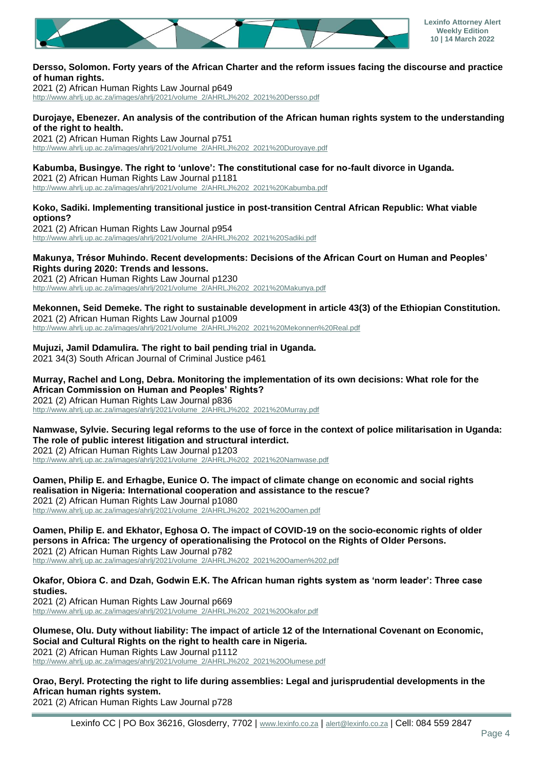**Dersso, Solomon. Forty years of the African Charter and the reform issues facing the discourse and practice of human rights.**
2021 (2) African Human Rights Law Journal p649
http://www.ahrlj.up.ac.za/images/ahrlj/2021/volume_2/AHRLJ%202_2021%20Dersso.pdf

**Durojaye, Ebenezer. An analysis of the contribution of the African human rights system to the understanding of the right to health.**
2021 (2) African Human Rights Law Journal p751
http://www.ahrlj.up.ac.za/images/ahrlj/2021/volume_2/AHRLJ%202_2021%20Duroyaye.pdf

**Kabumba, Busingye. The right to 'unlove': The constitutional case for no-fault divorce in Uganda.**
2021 (2) African Human Rights Law Journal p1181
http://www.ahrlj.up.ac.za/images/ahrlj/2021/volume_2/AHRLJ%202_2021%20Kabumba.pdf

**Koko, Sadiki. Implementing transitional justice in post-transition Central African Republic: What viable options?**
2021 (2) African Human Rights Law Journal p954
http://www.ahrlj.up.ac.za/images/ahrlj/2021/volume_2/AHRLJ%202_2021%20Sadiki.pdf

**Makunya, Trésor Muhindo. Recent developments: Decisions of the African Court on Human and Peoples' Rights during 2020: Trends and lessons.**
2021 (2) African Human Rights Law Journal p1230
http://www.ahrlj.up.ac.za/images/ahrlj/2021/volume_2/AHRLJ%202_2021%20Makunya.pdf

**Mekonnen, Seid Demeke. The right to sustainable development in article 43(3) of the Ethiopian Constitution.**
2021 (2) African Human Rights Law Journal p1009
http://www.ahrlj.up.ac.za/images/ahrlj/2021/volume_2/AHRLJ%202_2021%20Mekonnen%20Real.pdf

**Mujuzi, Jamil Ddamulira. The right to bail pending trial in Uganda.**
2021 34(3) South African Journal of Criminal Justice p461

**Murray, Rachel and Long, Debra. Monitoring the implementation of its own decisions: What role for the African Commission on Human and Peoples' Rights?**
2021 (2) African Human Rights Law Journal p836
http://www.ahrlj.up.ac.za/images/ahrlj/2021/volume_2/AHRLJ%202_2021%20Murray.pdf

**Namwase, Sylvie. Securing legal reforms to the use of force in the context of police militarisation in Uganda: The role of public interest litigation and structural interdict.**
2021 (2) African Human Rights Law Journal p1203
http://www.ahrlj.up.ac.za/images/ahrlj/2021/volume_2/AHRLJ%202_2021%20Namwase.pdf

**Oamen, Philip E. and Erhagbe, Eunice O. The impact of climate change on economic and social rights realisation in Nigeria: International cooperation and assistance to the rescue?**
2021 (2) African Human Rights Law Journal p1080
http://www.ahrlj.up.ac.za/images/ahrlj/2021/volume_2/AHRLJ%202_2021%20Oamen.pdf

**Oamen, Philip E. and Ekhator, Eghosa O. The impact of COVID-19 on the socio-economic rights of older persons in Africa: The urgency of operationalising the Protocol on the Rights of Older Persons.**
2021 (2) African Human Rights Law Journal p782
http://www.ahrlj.up.ac.za/images/ahrlj/2021/volume_2/AHRLJ%202_2021%20Oamen%202.pdf

**Okafor, Obiora C. and Dzah, Godwin E.K. The African human rights system as 'norm leader': Three case studies.**
2021 (2) African Human Rights Law Journal p669
http://www.ahrlj.up.ac.za/images/ahrlj/2021/volume_2/AHRLJ%202_2021%20Okafor.pdf

**Olumese, Olu. Duty without liability: The impact of article 12 of the International Covenant on Economic, Social and Cultural Rights on the right to health care in Nigeria.**
2021 (2) African Human Rights Law Journal p1112
http://www.ahrlj.up.ac.za/images/ahrlj/2021/volume_2/AHRLJ%202_2021%20Olumese.pdf

**Orao, Beryl. Protecting the right to life during assemblies: Legal and jurisprudential developments in the African human rights system.**
2021 (2) African Human Rights Law Journal p728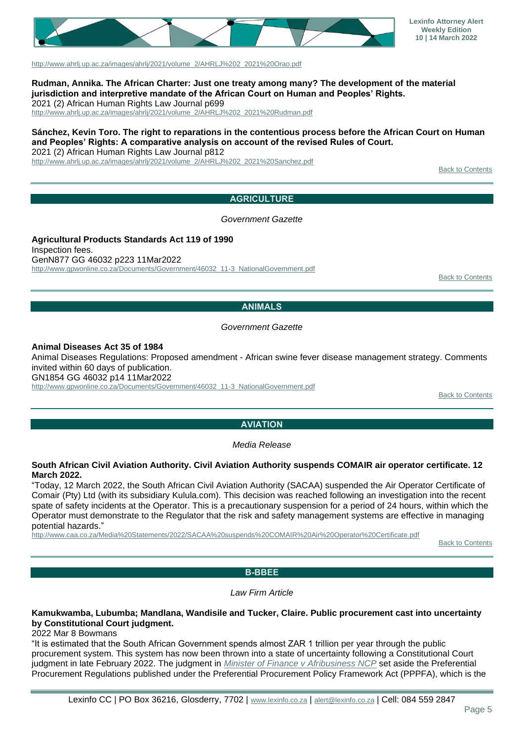http://www.ahrlj.up.ac.za/images/ahrlj/2021/volume_2/AHRLJ%202_2021%20Orao.pdf

**Rudman, Annika. The African Charter: Just one treaty among many? The development of the material jurisdiction and interpretive mandate of the African Court on Human and Peoples' Rights.**
2021 (2) African Human Rights Law Journal p699
http://www.ahrlj.up.ac.za/images/ahrlj/2021/volume_2/AHRLJ%202_2021%20Rudman.pdf

**Sánchez, Kevin Toro. The right to reparations in the contentious process before the African Court on Human and Peoples' Rights: A comparative analysis on account of the revised Rules of Court.**
2021 (2) African Human Rights Law Journal p812
http://www.ahrlj.up.ac.za/images/ahrlj/2021/volume_2/AHRLJ%202_2021%20Sanchez.pdf

Back to Contents

## AGRICULTURE

*Government Gazette*

**Agricultural Products Standards Act 119 of 1990**
Inspection fees.
GenN877 GG 46032 p223 11Mar2022
http://www.gpwonline.co.za/Documents/Government/46032_11-3_NationalGovernment.pdf

Back to Contents

## ANIMALS

*Government Gazette*

**Animal Diseases Act 35 of 1984**
Animal Diseases Regulations: Proposed amendment - African swine fever disease management strategy. Comments invited within 60 days of publication.
GN1854 GG 46032 p14 11Mar2022
http://www.gpwonline.co.za/Documents/Government/46032_11-3_NationalGovernment.pdf

Back to Contents

## AVIATION

*Media Release*

**South African Civil Aviation Authority. Civil Aviation Authority suspends COMAIR air operator certificate. 12 March 2022.**
"Today, 12 March 2022, the South African Civil Aviation Authority (SACAA) suspended the Air Operator Certificate of Comair (Pty) Ltd (with its subsidiary Kulula.com). This decision was reached following an investigation into the recent spate of safety incidents at the Operator. This is a precautionary suspension for a period of 24 hours, within which the Operator must demonstrate to the Regulator that the risk and safety management systems are effective in managing potential hazards."
http://www.caa.co.za/Media%20Statements/2022/SACAA%20suspends%20COMAIR%20Air%20Operator%20Certificate.pdf

Back to Contents

## B-BBEE

*Law Firm Article*

**Kamukwamba, Lubumba; Mandlana, Wandisile and Tucker, Claire. Public procurement cast into uncertainty by Constitutional Court judgment.**
2022 Mar 8 Bowmans
"It is estimated that the South African Government spends almost ZAR 1 trillion per year through the public procurement system. This system has now been thrown into a state of uncertainty following a Constitutional Court judgment in late February 2022. The judgment in *Minister of Finance v Afribusiness NCP* set aside the Preferential Procurement Regulations published under the Preferential Procurement Policy Framework Act (PPPFA), which is the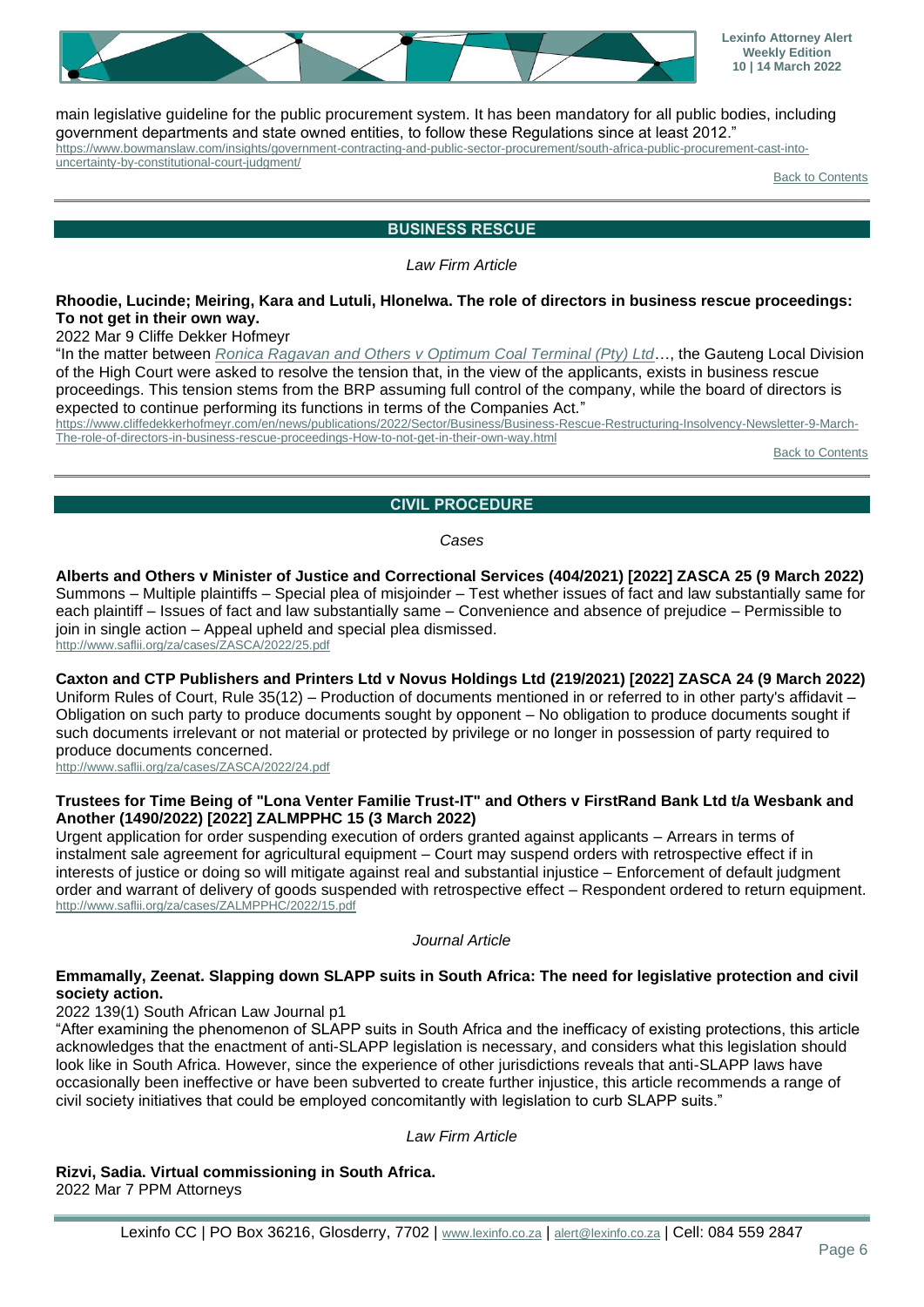main legislative guideline for the public procurement system. It has been mandatory for all public bodies, including government departments and state owned entities, to follow these Regulations since at least 2012."
https://www.bowmanslaw.com/insights/government-contracting-and-public-sector-procurement/south-africa-public-procurement-cast-into-uncertainty-by-constitutional-court-judgment/

Back to Contents

## BUSINESS RESCUE

*Law Firm Article*

**Rhoodie, Lucinde; Meiring, Kara and Lutuli, Hlonelwa. The role of directors in business rescue proceedings: To not get in their own way.**
2022 Mar 9 Cliffe Dekker Hofmeyr
"In the matter between *Ronica Ragavan and Others v Optimum Coal Terminal (Pty) Ltd*…, the Gauteng Local Division of the High Court were asked to resolve the tension that, in the view of the applicants, exists in business rescue proceedings. This tension stems from the BRP assuming full control of the company, while the board of directors is expected to continue performing its functions in terms of the Companies Act."
https://www.cliffedekkerhofmeyr.com/en/news/publications/2022/Sector/Business/Business-Rescue-Restructuring-Insolvency-Newsletter-9-March-The-role-of-directors-in-business-rescue-proceedings-How-to-not-get-in-their-own-way.html

Back to Contents

## CIVIL PROCEDURE

*Cases*

**Alberts and Others v Minister of Justice and Correctional Services (404/2021) [2022] ZASCA 25 (9 March 2022)**
Summons – Multiple plaintiffs – Special plea of misjoinder – Test whether issues of fact and law substantially same for each plaintiff – Issues of fact and law substantially same – Convenience and absence of prejudice – Permissible to join in single action – Appeal upheld and special plea dismissed.
http://www.saflii.org/za/cases/ZASCA/2022/25.pdf

**Caxton and CTP Publishers and Printers Ltd v Novus Holdings Ltd (219/2021) [2022] ZASCA 24 (9 March 2022)**
Uniform Rules of Court, Rule 35(12) – Production of documents mentioned in or referred to in other party's affidavit – Obligation on such party to produce documents sought by opponent – No obligation to produce documents sought if such documents irrelevant or not material or protected by privilege or no longer in possession of party required to produce documents concerned.
http://www.saflii.org/za/cases/ZASCA/2022/24.pdf

**Trustees for Time Being of "Lona Venter Familie Trust-IT" and Others v FirstRand Bank Ltd t/a Wesbank and Another (1490/2022) [2022] ZALMPPHC 15 (3 March 2022)**
Urgent application for order suspending execution of orders granted against applicants – Arrears in terms of instalment sale agreement for agricultural equipment – Court may suspend orders with retrospective effect if in interests of justice or doing so will mitigate against real and substantial injustice – Enforcement of default judgment order and warrant of delivery of goods suspended with retrospective effect – Respondent ordered to return equipment.
http://www.saflii.org/za/cases/ZALMPPHC/2022/15.pdf

*Journal Article*

**Emmamally, Zeenat. Slapping down SLAPP suits in South Africa: The need for legislative protection and civil society action.**
2022 139(1) South African Law Journal p1
"After examining the phenomenon of SLAPP suits in South Africa and the inefficacy of existing protections, this article acknowledges that the enactment of anti-SLAPP legislation is necessary, and considers what this legislation should look like in South Africa. However, since the experience of other jurisdictions reveals that anti-SLAPP laws have occasionally been ineffective or have been subverted to create further injustice, this article recommends a range of civil society initiatives that could be employed concomitantly with legislation to curb SLAPP suits."

*Law Firm Article*

**Rizvi, Sadia. Virtual commissioning in South Africa.**
2022 Mar 7 PPM Attorneys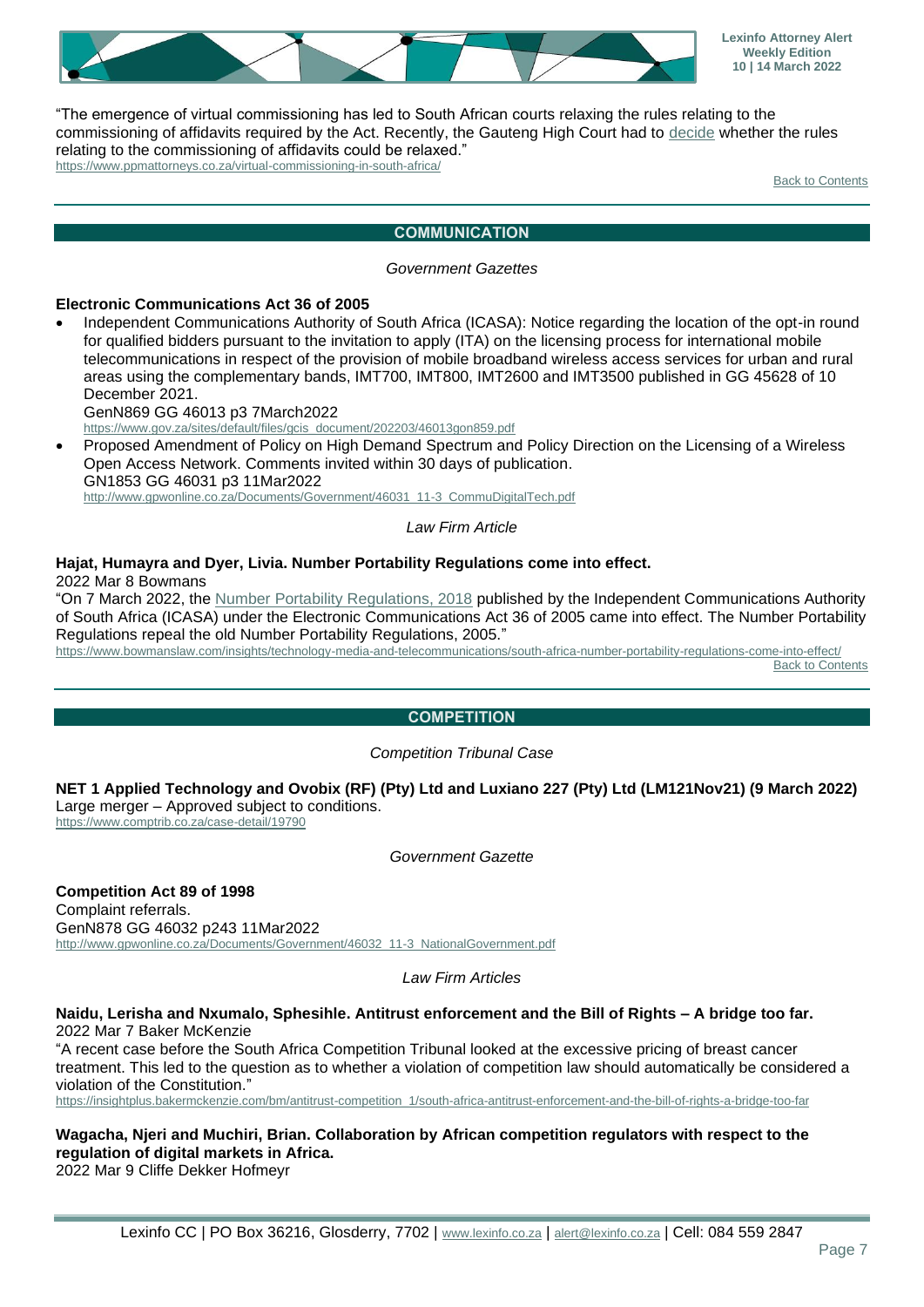"The emergence of virtual commissioning has led to South African courts relaxing the rules relating to the commissioning of affidavits required by the Act. Recently, the Gauteng High Court had to decide whether the rules relating to the commissioning of affidavits could be relaxed."
https://www.ppmattorneys.co.za/virtual-commissioning-in-south-africa/

Back to Contents

## COMMUNICATION

*Government Gazettes*

**Electronic Communications Act 36 of 2005**

- Independent Communications Authority of South Africa (ICASA): Notice regarding the location of the opt-in round for qualified bidders pursuant to the invitation to apply (ITA) on the licensing process for international mobile telecommunications in respect of the provision of mobile broadband wireless access services for urban and rural areas using the complementary bands, IMT700, IMT800, IMT2600 and IMT3500 published in GG 45628 of 10 December 2021.
  GenN869 GG 46013 p3 7March2022
  https://www.gov.za/sites/default/files/gcis_document/202203/46013gon859.pdf
- Proposed Amendment of Policy on High Demand Spectrum and Policy Direction on the Licensing of a Wireless Open Access Network. Comments invited within 30 days of publication.
  GN1853 GG 46031 p3 11Mar2022
  http://www.gpwonline.co.za/Documents/Government/46031_11-3_CommuDigitalTech.pdf

*Law Firm Article*

**Hajat, Humayra and Dyer, Livia. Number Portability Regulations come into effect.**
2022 Mar 8 Bowmans
"On 7 March 2022, the Number Portability Regulations, 2018 published by the Independent Communications Authority of South Africa (ICASA) under the Electronic Communications Act 36 of 2005 came into effect. The Number Portability Regulations repeal the old Number Portability Regulations, 2005."
https://www.bowmanslaw.com/insights/technology-media-and-telecommunications/south-africa-number-portability-regulations-come-into-effect/

Back to Contents

## COMPETITION

*Competition Tribunal Case*

**NET 1 Applied Technology and Ovobix (RF) (Pty) Ltd and Luxiano 227 (Pty) Ltd (LM121Nov21) (9 March 2022)**
Large merger – Approved subject to conditions.
https://www.comptrib.co.za/case-detail/19790

*Government Gazette*

**Competition Act 89 of 1998**
Complaint referrals.
GenN878 GG 46032 p243 11Mar2022
http://www.gpwonline.co.za/Documents/Government/46032_11-3_NationalGovernment.pdf

*Law Firm Articles*

**Naidu, Lerisha and Nxumalo, Sphesihle. Antitrust enforcement and the Bill of Rights – A bridge too far.**
2022 Mar 7 Baker McKenzie
"A recent case before the South Africa Competition Tribunal looked at the excessive pricing of breast cancer treatment. This led to the question as to whether a violation of competition law should automatically be considered a violation of the Constitution."
https://insightplus.bakermckenzie.com/bm/antitrust-competition_1/south-africa-antitrust-enforcement-and-the-bill-of-rights-a-bridge-too-far

**Wagacha, Njeri and Muchiri, Brian. Collaboration by African competition regulators with respect to the regulation of digital markets in Africa.**
2022 Mar 9 Cliffe Dekker Hofmeyr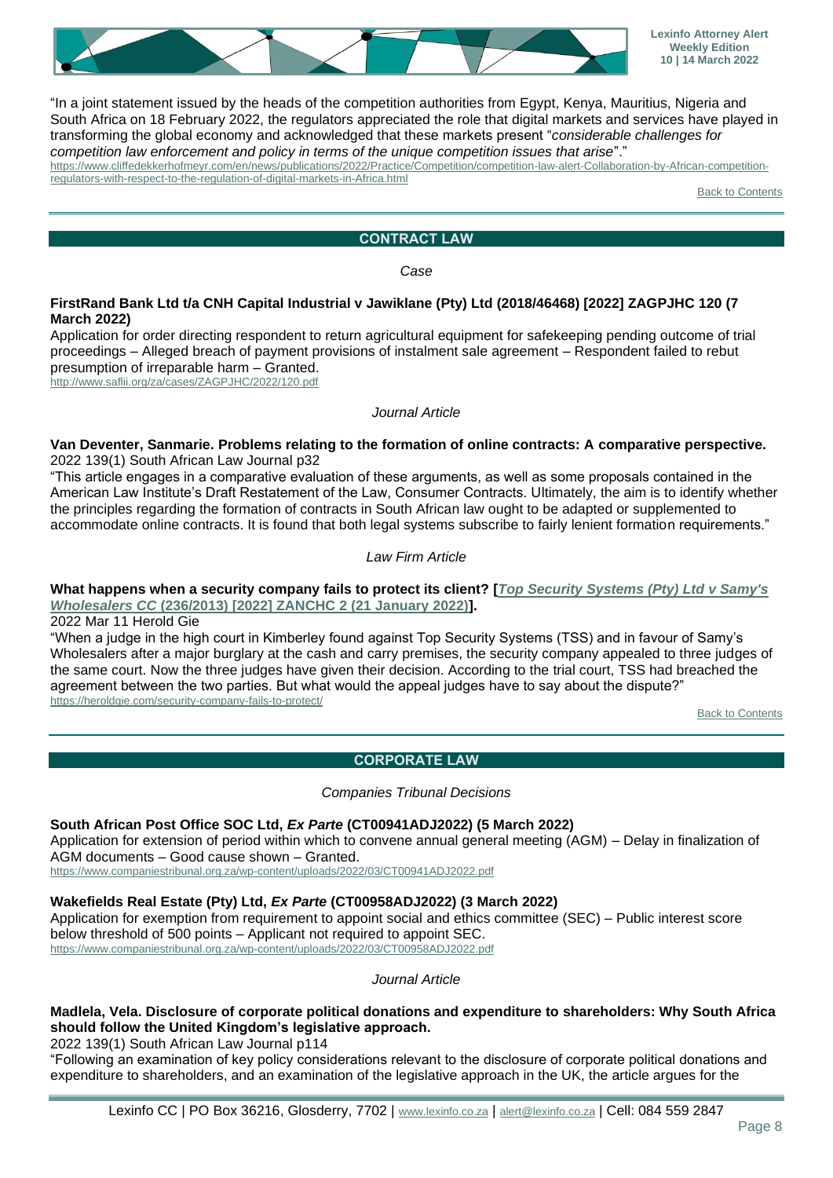"In a joint statement issued by the heads of the competition authorities from Egypt, Kenya, Mauritius, Nigeria and South Africa on 18 February 2022, the regulators appreciated the role that digital markets and services have played in transforming the global economy and acknowledged that these markets present "*considerable challenges for competition law enforcement and policy in terms of the unique competition issues that arise*"."
https://www.cliffedekkerhofmeyr.com/en/news/publications/2022/Practice/Competition/competition-law-alert-Collaboration-by-African-competition-regulators-with-respect-to-the-regulation-of-digital-markets-in-Africa.html

Back to Contents

## CONTRACT LAW

*Case*

**FirstRand Bank Ltd t/a CNH Capital Industrial v Jawiklane (Pty) Ltd (2018/46468) [2022] ZAGPJHC 120 (7 March 2022)**

Application for order directing respondent to return agricultural equipment for safekeeping pending outcome of trial proceedings – Alleged breach of payment provisions of instalment sale agreement – Respondent failed to rebut presumption of irreparable harm – Granted.
http://www.saflii.org/za/cases/ZAGPJHC/2022/120.pdf

*Journal Article*

**Van Deventer, Sanmarie. Problems relating to the formation of online contracts: A comparative perspective.**
2022 139(1) South African Law Journal p32
"This article engages in a comparative evaluation of these arguments, as well as some proposals contained in the American Law Institute's Draft Restatement of the Law, Consumer Contracts. Ultimately, the aim is to identify whether the principles regarding the formation of contracts in South African law ought to be adapted or supplemented to accommodate online contracts. It is found that both legal systems subscribe to fairly lenient formation requirements."

*Law Firm Article*

**What happens when a security company fails to protect its client? [*Top Security Systems (Pty) Ltd v Samy's Wholesalers CC* (236/2013) [2022] ZANCHC 2 (21 January 2022)].**
2022 Mar 11 Herold Gie
"When a judge in the high court in Kimberley found against Top Security Systems (TSS) and in favour of Samy's Wholesalers after a major burglary at the cash and carry premises, the security company appealed to three judges of the same court. Now the three judges have given their decision. According to the trial court, TSS had breached the agreement between the two parties. But what would the appeal judges have to say about the dispute?"
https://heroldgie.com/security-company-fails-to-protect/

Back to Contents

## CORPORATE LAW

*Companies Tribunal Decisions*

**South African Post Office SOC Ltd, *Ex Parte* (CT00941ADJ2022) (5 March 2022)**
Application for extension of period within which to convene annual general meeting (AGM) – Delay in finalization of AGM documents – Good cause shown – Granted.
https://www.companiestribunal.org.za/wp-content/uploads/2022/03/CT00941ADJ2022.pdf

**Wakefields Real Estate (Pty) Ltd, *Ex Parte* (CT00958ADJ2022) (3 March 2022)**
Application for exemption from requirement to appoint social and ethics committee (SEC) – Public interest score below threshold of 500 points – Applicant not required to appoint SEC.
https://www.companiestribunal.org.za/wp-content/uploads/2022/03/CT00958ADJ2022.pdf

*Journal Article*

**Madlela, Vela. Disclosure of corporate political donations and expenditure to shareholders: Why South Africa should follow the United Kingdom's legislative approach.**
2022 139(1) South African Law Journal p114
"Following an examination of key policy considerations relevant to the disclosure of corporate political donations and expenditure to shareholders, and an examination of the legislative approach in the UK, the article argues for the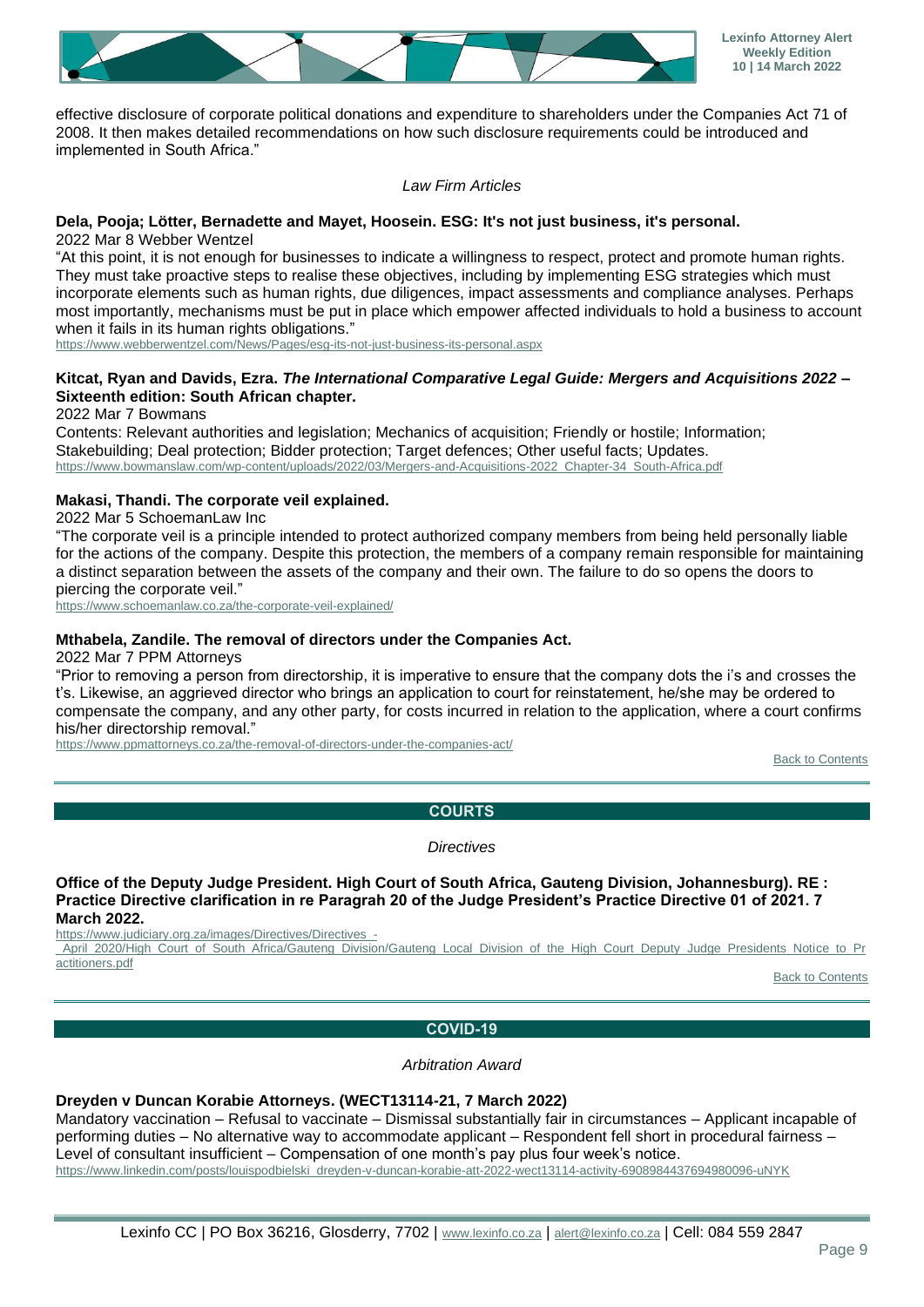effective disclosure of corporate political donations and expenditure to shareholders under the Companies Act 71 of 2008. It then makes detailed recommendations on how such disclosure requirements could be introduced and implemented in South Africa."

*Law Firm Articles*

**Dela, Pooja; Lötter, Bernadette and Mayet, Hoosein. ESG: It's not just business, it's personal.**
2022 Mar 8 Webber Wentzel
"At this point, it is not enough for businesses to indicate a willingness to respect, protect and promote human rights. They must take proactive steps to realise these objectives, including by implementing ESG strategies which must incorporate elements such as human rights, due diligences, impact assessments and compliance analyses. Perhaps most importantly, mechanisms must be put in place which empower affected individuals to hold a business to account when it fails in its human rights obligations."
https://www.webberwentzel.com/News/Pages/esg-its-not-just-business-its-personal.aspx

**Kitcat, Ryan and Davids, Ezra. *The International Comparative Legal Guide: Mergers and Acquisitions 2022* – Sixteenth edition: South African chapter.**
2022 Mar 7 Bowmans
Contents: Relevant authorities and legislation; Mechanics of acquisition; Friendly or hostile; Information; Stakebuilding; Deal protection; Bidder protection; Target defences; Other useful facts; Updates.
https://www.bowmanslaw.com/wp-content/uploads/2022/03/Mergers-and-Acquisitions-2022_Chapter-34_South-Africa.pdf

**Makasi, Thandi. The corporate veil explained.**
2022 Mar 5 SchoemanLaw Inc
"The corporate veil is a principle intended to protect authorized company members from being held personally liable for the actions of the company. Despite this protection, the members of a company remain responsible for maintaining a distinct separation between the assets of the company and their own. The failure to do so opens the doors to piercing the corporate veil."
https://www.schoemanlaw.co.za/the-corporate-veil-explained/

**Mthabela, Zandile. The removal of directors under the Companies Act.**
2022 Mar 7 PPM Attorneys
"Prior to removing a person from directorship, it is imperative to ensure that the company dots the i's and crosses the t's. Likewise, an aggrieved director who brings an application to court for reinstatement, he/she may be ordered to compensate the company, and any other party, for costs incurred in relation to the application, where a court confirms his/her directorship removal."
https://www.ppmattorneys.co.za/the-removal-of-directors-under-the-companies-act/

Back to Contents

## COURTS

*Directives*

**Office of the Deputy Judge President. High Court of South Africa, Gauteng Division, Johannesburg). RE : Practice Directive clarification in re Paragrah 20 of the Judge President's Practice Directive 01 of 2021. 7 March 2022.**
https://www.judiciary.org.za/images/Directives/Directives_-_April_2020/High_Court_of_South_Africa/Gauteng_Division/Gauteng_Local_Division_of_the_High_Court_Deputy_Judge_Presidents_Notice_to_Practitioners.pdf

Back to Contents

## COVID-19

*Arbitration Award*

**Dreyden v Duncan Korabie Attorneys. (WECT13114-21, 7 March 2022)**
Mandatory vaccination – Refusal to vaccinate – Dismissal substantially fair in circumstances – Applicant incapable of performing duties – No alternative way to accommodate applicant – Respondent fell short in procedural fairness – Level of consultant insufficient – Compensation of one month's pay plus four week's notice.
https://www.linkedin.com/posts/louispodbielski_dreyden-v-duncan-korabie-att-2022-wect13114-activity-6908984437694980096-uNYK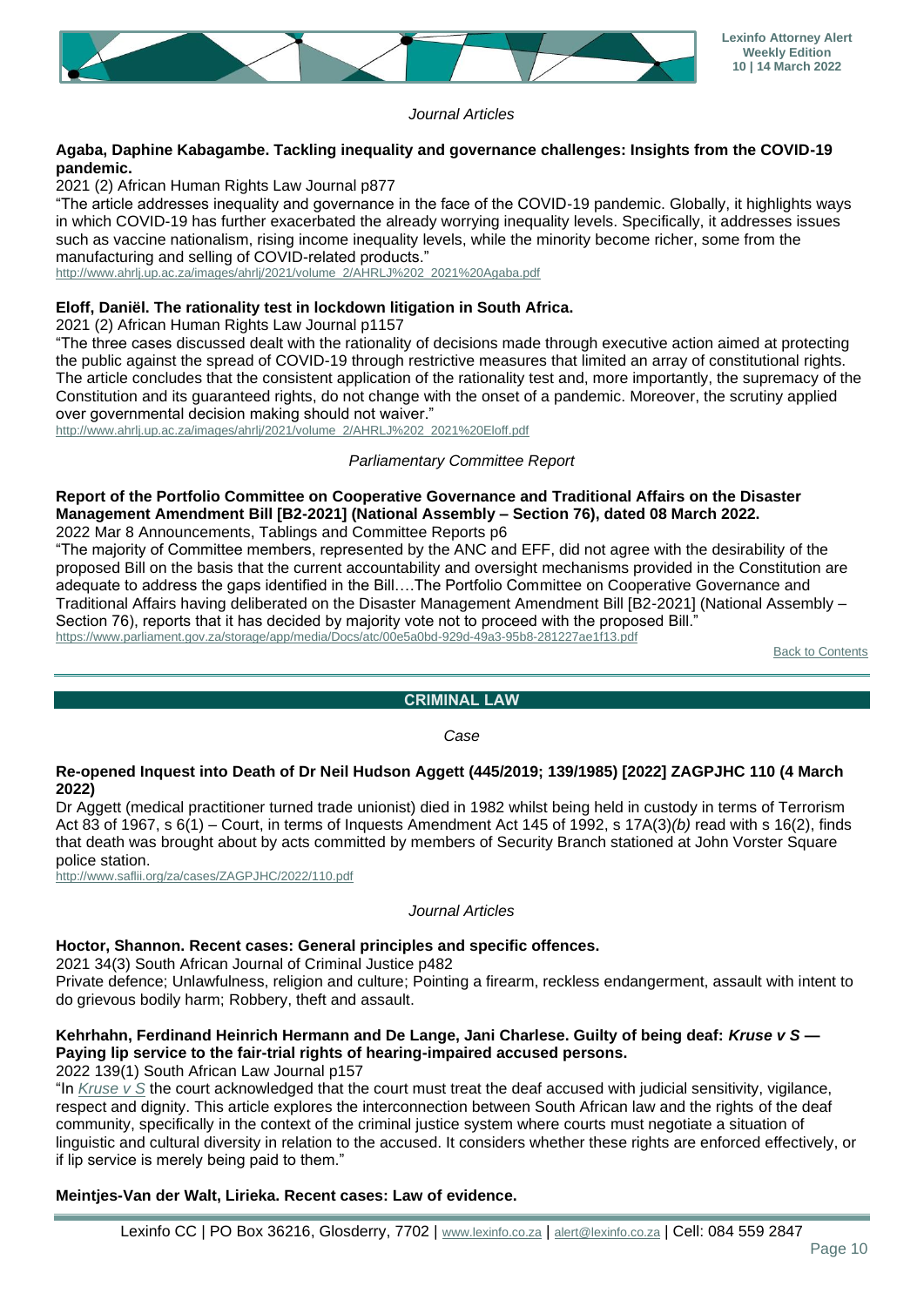*Journal Articles*

**Agaba, Daphine Kabagambe. Tackling inequality and governance challenges: Insights from the COVID-19 pandemic.**

2021 (2) African Human Rights Law Journal p877

"The article addresses inequality and governance in the face of the COVID-19 pandemic. Globally, it highlights ways in which COVID-19 has further exacerbated the already worrying inequality levels. Specifically, it addresses issues such as vaccine nationalism, rising income inequality levels, while the minority become richer, some from the manufacturing and selling of COVID-related products."

http://www.ahrlj.up.ac.za/images/ahrlj/2021/volume_2/AHRLJ%202_2021%20Agaba.pdf

**Eloff, Daniël. The rationality test in lockdown litigation in South Africa.**

2021 (2) African Human Rights Law Journal p1157

"The three cases discussed dealt with the rationality of decisions made through executive action aimed at protecting the public against the spread of COVID-19 through restrictive measures that limited an array of constitutional rights. The article concludes that the consistent application of the rationality test and, more importantly, the supremacy of the Constitution and its guaranteed rights, do not change with the onset of a pandemic. Moreover, the scrutiny applied over governmental decision making should not waiver."

http://www.ahrlj.up.ac.za/images/ahrlj/2021/volume_2/AHRLJ%202_2021%20Eloff.pdf

*Parliamentary Committee Report*

**Report of the Portfolio Committee on Cooperative Governance and Traditional Affairs on the Disaster Management Amendment Bill [B2-2021] (National Assembly – Section 76), dated 08 March 2022.**

2022 Mar 8 Announcements, Tablings and Committee Reports p6

"The majority of Committee members, represented by the ANC and EFF, did not agree with the desirability of the proposed Bill on the basis that the current accountability and oversight mechanisms provided in the Constitution are adequate to address the gaps identified in the Bill….The Portfolio Committee on Cooperative Governance and Traditional Affairs having deliberated on the Disaster Management Amendment Bill [B2-2021] (National Assembly – Section 76), reports that it has decided by majority vote not to proceed with the proposed Bill."

https://www.parliament.gov.za/storage/app/media/Docs/atc/00e5a0bd-929d-49a3-95b8-281227ae1f13.pdf

Back to Contents

## CRIMINAL LAW

*Case*

**Re-opened Inquest into Death of Dr Neil Hudson Aggett (445/2019; 139/1985) [2022] ZAGPJHC 110 (4 March 2022)**

Dr Aggett (medical practitioner turned trade unionist) died in 1982 whilst being held in custody in terms of Terrorism Act 83 of 1967, s 6(1) – Court, in terms of Inquests Amendment Act 145 of 1992, s 17A(3)*(b)* read with s 16(2), finds that death was brought about by acts committed by members of Security Branch stationed at John Vorster Square police station.

http://www.saflii.org/za/cases/ZAGPJHC/2022/110.pdf

*Journal Articles*

**Hoctor, Shannon. Recent cases: General principles and specific offences.**

2021 34(3) South African Journal of Criminal Justice p482

Private defence; Unlawfulness, religion and culture; Pointing a firearm, reckless endangerment, assault with intent to do grievous bodily harm; Robbery, theft and assault.

**Kehrhahn, Ferdinand Heinrich Hermann and De Lange, Jani Charlese. Guilty of being deaf: *Kruse v S* — Paying lip service to the fair-trial rights of hearing-impaired accused persons.**

2022 139(1) South African Law Journal p157

"In *Kruse v S* the court acknowledged that the court must treat the deaf accused with judicial sensitivity, vigilance, respect and dignity. This article explores the interconnection between South African law and the rights of the deaf community, specifically in the context of the criminal justice system where courts must negotiate a situation of linguistic and cultural diversity in relation to the accused. It considers whether these rights are enforced effectively, or if lip service is merely being paid to them."

**Meintjes-Van der Walt, Lirieka. Recent cases: Law of evidence.**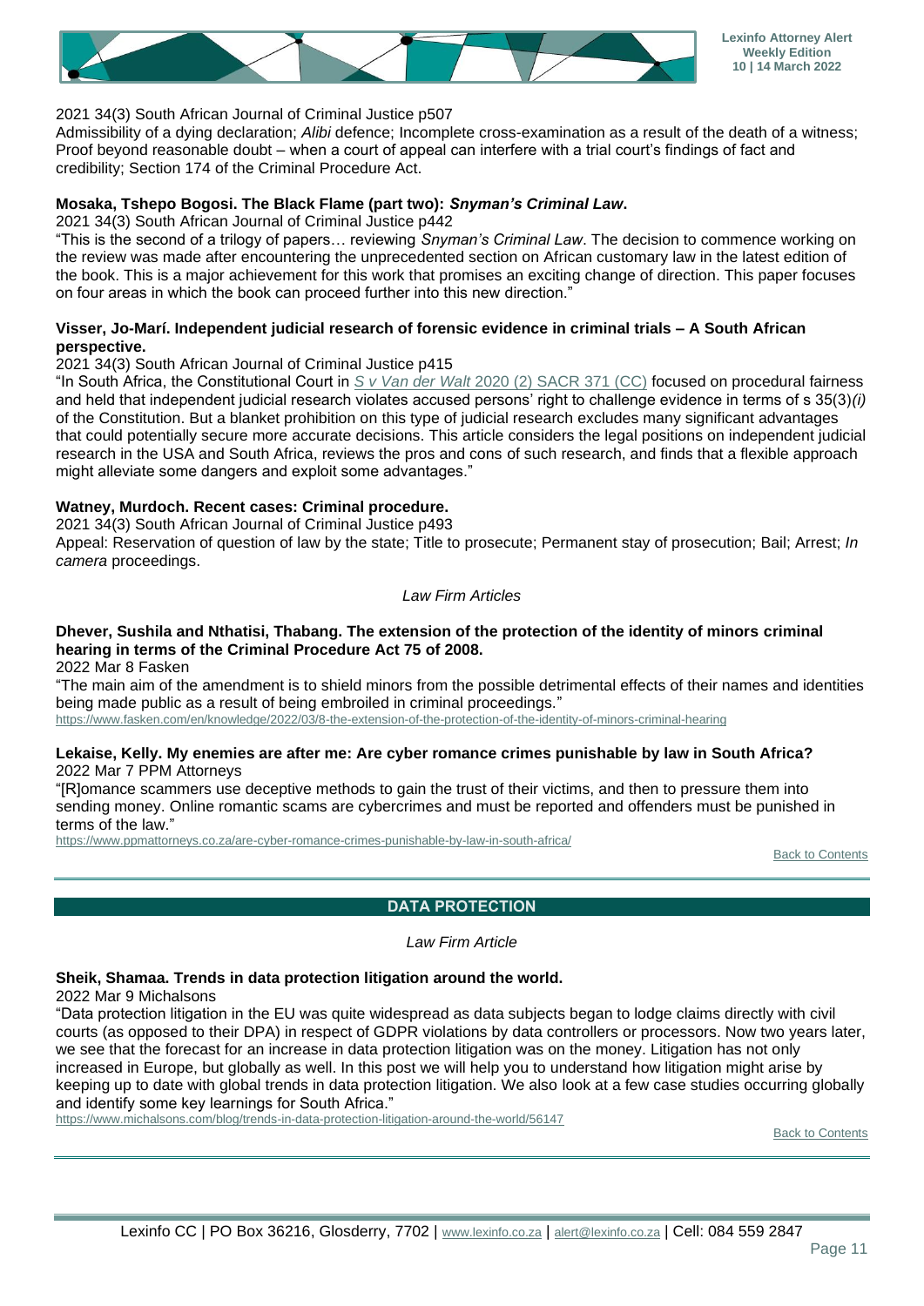2021 34(3) South African Journal of Criminal Justice p507
Admissibility of a dying declaration; *Alibi* defence; Incomplete cross-examination as a result of the death of a witness; Proof beyond reasonable doubt – when a court of appeal can interfere with a trial court's findings of fact and credibility; Section 174 of the Criminal Procedure Act.

**Mosaka, Tshepo Bogosi. The Black Flame (part two): *Snyman's Criminal Law*.**
2021 34(3) South African Journal of Criminal Justice p442
"This is the second of a trilogy of papers… reviewing *Snyman's Criminal Law*. The decision to commence working on the review was made after encountering the unprecedented section on African customary law in the latest edition of the book. This is a major achievement for this work that promises an exciting change of direction. This paper focuses on four areas in which the book can proceed further into this new direction."

**Visser, Jo-Marí. Independent judicial research of forensic evidence in criminal trials – A South African perspective.**
2021 34(3) South African Journal of Criminal Justice p415
"In South Africa, the Constitutional Court in *S v Van der Walt* 2020 (2) SACR 371 (CC) focused on procedural fairness and held that independent judicial research violates accused persons' right to challenge evidence in terms of s 35(3)*(i)* of the Constitution. But a blanket prohibition on this type of judicial research excludes many significant advantages that could potentially secure more accurate decisions. This article considers the legal positions on independent judicial research in the USA and South Africa, reviews the pros and cons of such research, and finds that a flexible approach might alleviate some dangers and exploit some advantages."

**Watney, Murdoch. Recent cases: Criminal procedure.**
2021 34(3) South African Journal of Criminal Justice p493
Appeal: Reservation of question of law by the state; Title to prosecute; Permanent stay of prosecution; Bail; Arrest; *In camera* proceedings.

*Law Firm Articles*

**Dhever, Sushila and Nthatisi, Thabang. The extension of the protection of the identity of minors criminal hearing in terms of the Criminal Procedure Act 75 of 2008.**
2022 Mar 8 Fasken
"The main aim of the amendment is to shield minors from the possible detrimental effects of their names and identities being made public as a result of being embroiled in criminal proceedings."
https://www.fasken.com/en/knowledge/2022/03/8-the-extension-of-the-protection-of-the-identity-of-minors-criminal-hearing

**Lekaise, Kelly. My enemies are after me: Are cyber romance crimes punishable by law in South Africa?**
2022 Mar 7 PPM Attorneys
"[R]omance scammers use deceptive methods to gain the trust of their victims, and then to pressure them into sending money. Online romantic scams are cybercrimes and must be reported and offenders must be punished in terms of the law."
https://www.ppmattorneys.co.za/are-cyber-romance-crimes-punishable-by-law-in-south-africa/

Back to Contents

## DATA PROTECTION

*Law Firm Article*

**Sheik, Shamaa. Trends in data protection litigation around the world.**
2022 Mar 9 Michalsons
"Data protection litigation in the EU was quite widespread as data subjects began to lodge claims directly with civil courts (as opposed to their DPA) in respect of GDPR violations by data controllers or processors. Now two years later, we see that the forecast for an increase in data protection litigation was on the money. Litigation has not only increased in Europe, but globally as well. In this post we will help you to understand how litigation might arise by keeping up to date with global trends in data protection litigation. We also look at a few case studies occurring globally and identify some key learnings for South Africa."
https://www.michalsons.com/blog/trends-in-data-protection-litigation-around-the-world/56147

Back to Contents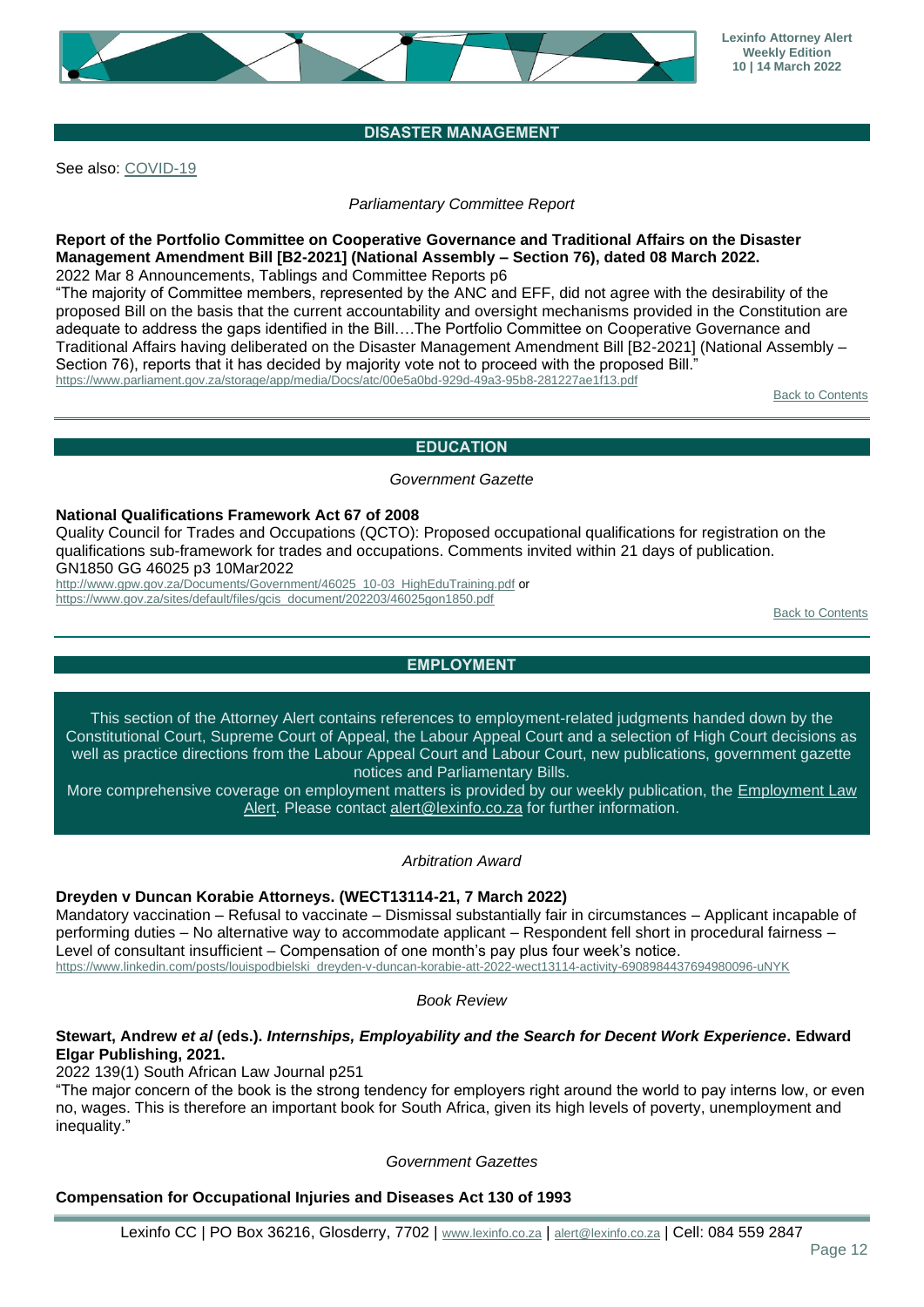## DISASTER MANAGEMENT

See also: COVID-19

*Parliamentary Committee Report*

**Report of the Portfolio Committee on Cooperative Governance and Traditional Affairs on the Disaster Management Amendment Bill [B2-2021] (National Assembly – Section 76), dated 08 March 2022.**
2022 Mar 8 Announcements, Tablings and Committee Reports p6
"The majority of Committee members, represented by the ANC and EFF, did not agree with the desirability of the proposed Bill on the basis that the current accountability and oversight mechanisms provided in the Constitution are adequate to address the gaps identified in the Bill….The Portfolio Committee on Cooperative Governance and Traditional Affairs having deliberated on the Disaster Management Amendment Bill [B2-2021] (National Assembly – Section 76), reports that it has decided by majority vote not to proceed with the proposed Bill."
https://www.parliament.gov.za/storage/app/media/Docs/atc/00e5a0bd-929d-49a3-95b8-281227ae1f13.pdf

Back to Contents

## EDUCATION

*Government Gazette*

**National Qualifications Framework Act 67 of 2008**
Quality Council for Trades and Occupations (QCTO): Proposed occupational qualifications for registration on the qualifications sub-framework for trades and occupations. Comments invited within 21 days of publication.
GN1850 GG 46025 p3 10Mar2022
http://www.gpw.gov.za/Documents/Government/46025_10-03_HighEduTraining.pdf or
https://www.gov.za/sites/default/files/gcis_document/202203/46025gon1850.pdf

Back to Contents

## EMPLOYMENT

This section of the Attorney Alert contains references to employment-related judgments handed down by the Constitutional Court, Supreme Court of Appeal, the Labour Appeal Court and a selection of High Court decisions as well as practice directions from the Labour Appeal Court and Labour Court, new publications, government gazette notices and Parliamentary Bills.
More comprehensive coverage on employment matters is provided by our weekly publication, the Employment Law Alert. Please contact alert@lexinfo.co.za for further information.

*Arbitration Award*

**Dreyden v Duncan Korabie Attorneys. (WECT13114-21, 7 March 2022)**
Mandatory vaccination – Refusal to vaccinate – Dismissal substantially fair in circumstances – Applicant incapable of performing duties – No alternative way to accommodate applicant – Respondent fell short in procedural fairness – Level of consultant insufficient – Compensation of one month's pay plus four week's notice.
https://www.linkedin.com/posts/louispodbielski_dreyden-v-duncan-korabie-att-2022-wect13114-activity-6908984437694980096-uNYK

*Book Review*

**Stewart, Andrew *et al* (eds.). *Internships, Employability and the Search for Decent Work Experience*. Edward Elgar Publishing, 2021.**
2022 139(1) South African Law Journal p251
"The major concern of the book is the strong tendency for employers right around the world to pay interns low, or even no, wages. This is therefore an important book for South Africa, given its high levels of poverty, unemployment and inequality."

*Government Gazettes*

**Compensation for Occupational Injuries and Diseases Act 130 of 1993**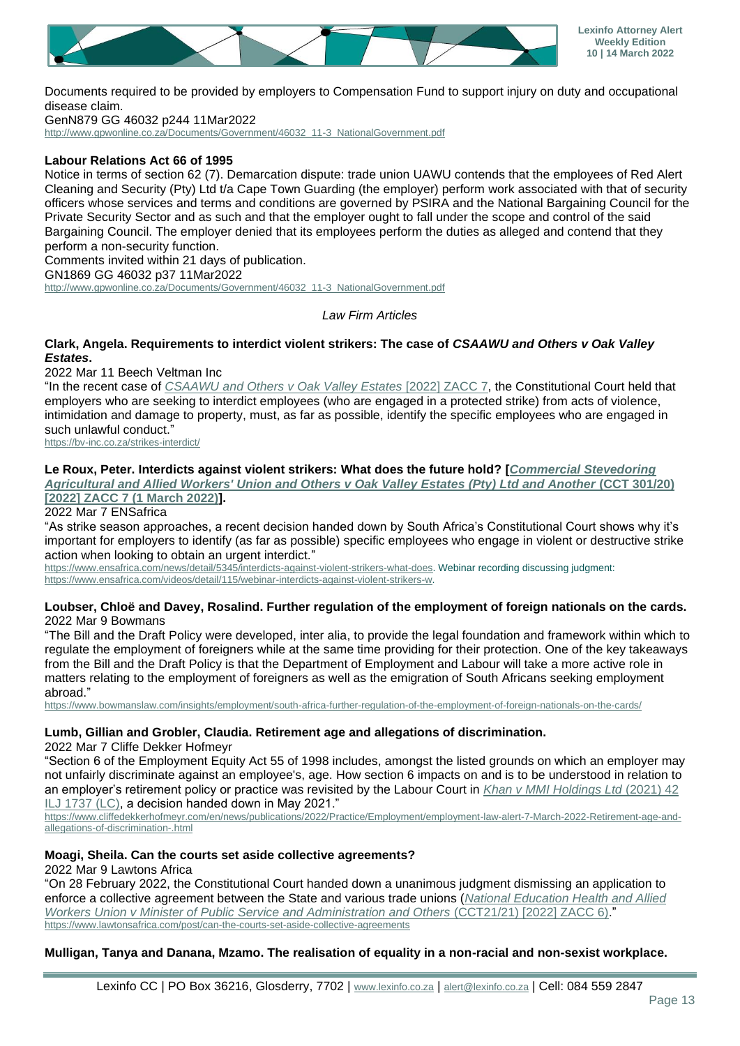Documents required to be provided by employers to Compensation Fund to support injury on duty and occupational disease claim.
GenN879 GG 46032 p244 11Mar2022
http://www.gpwonline.co.za/Documents/Government/46032_11-3_NationalGovernment.pdf

**Labour Relations Act 66 of 1995**

Notice in terms of section 62 (7). Demarcation dispute: trade union UAWU contends that the employees of Red Alert Cleaning and Security (Pty) Ltd t/a Cape Town Guarding (the employer) perform work associated with that of security officers whose services and terms and conditions are governed by PSIRA and the National Bargaining Council for the Private Security Sector and as such and that the employer ought to fall under the scope and control of the said Bargaining Council. The employer denied that its employees perform the duties as alleged and contend that they perform a non-security function.
Comments invited within 21 days of publication.
GN1869 GG 46032 p37 11Mar2022
http://www.gpwonline.co.za/Documents/Government/46032_11-3_NationalGovernment.pdf

*Law Firm Articles*

**Clark, Angela. Requirements to interdict violent strikers: The case of *CSAAWU and Others v Oak Valley Estates*.**

2022 Mar 11 Beech Veltman Inc

"In the recent case of *CSAAWU and Others v Oak Valley Estates* [2022] ZACC 7, the Constitutional Court held that employers who are seeking to interdict employees (who are engaged in a protected strike) from acts of violence, intimidation and damage to property, must, as far as possible, identify the specific employees who are engaged in such unlawful conduct."
https://bv-inc.co.za/strikes-interdict/

**Le Roux, Peter. Interdicts against violent strikers: What does the future hold? [*Commercial Stevedoring Agricultural and Allied Workers' Union and Others v Oak Valley Estates (Pty) Ltd and Another* (CCT 301/20) [2022] ZACC 7 (1 March 2022)].**

2022 Mar 7 ENSafrica

"As strike season approaches, a recent decision handed down by South Africa's Constitutional Court shows why it's important for employers to identify (as far as possible) specific employees who engage in violent or destructive strike action when looking to obtain an urgent interdict."
https://www.ensafrica.com/news/detail/5345/interdicts-against-violent-strikers-what-does. Webinar recording discussing judgment: https://www.ensafrica.com/videos/detail/115/webinar-interdicts-against-violent-strikers-w.

**Loubser, Chloë and Davey, Rosalind. Further regulation of the employment of foreign nationals on the cards.**

2022 Mar 9 Bowmans

"The Bill and the Draft Policy were developed, inter alia, to provide the legal foundation and framework within which to regulate the employment of foreigners while at the same time providing for their protection. One of the key takeaways from the Bill and the Draft Policy is that the Department of Employment and Labour will take a more active role in matters relating to the employment of foreigners as well as the emigration of South Africans seeking employment abroad."
https://www.bowmanslaw.com/insights/employment/south-africa-further-regulation-of-the-employment-of-foreign-nationals-on-the-cards/

**Lumb, Gillian and Grobler, Claudia. Retirement age and allegations of discrimination.**

2022 Mar 7 Cliffe Dekker Hofmeyr

"Section 6 of the Employment Equity Act 55 of 1998 includes, amongst the listed grounds on which an employer may not unfairly discriminate against an employee's, age. How section 6 impacts on and is to be understood in relation to an employer's retirement policy or practice was revisited by the Labour Court in *Khan v MMI Holdings Ltd* (2021) 42 ILJ 1737 (LC), a decision handed down in May 2021."
https://www.cliffedekkerhofmeyr.com/en/news/publications/2022/Practice/Employment/employment-law-alert-7-March-2022-Retirement-age-and-allegations-of-discrimination-.html

**Moagi, Sheila. Can the courts set aside collective agreements?**

2022 Mar 9 Lawtons Africa

"On 28 February 2022, the Constitutional Court handed down a unanimous judgment dismissing an application to enforce a collective agreement between the State and various trade unions (*National Education Health and Allied Workers Union v Minister of Public Service and Administration and Others* (CCT21/21) [2022] ZACC 6)."
https://www.lawtonsafrica.com/post/can-the-courts-set-aside-collective-agreements

**Mulligan, Tanya and Danana, Mzamo. The realisation of equality in a non-racial and non-sexist workplace.**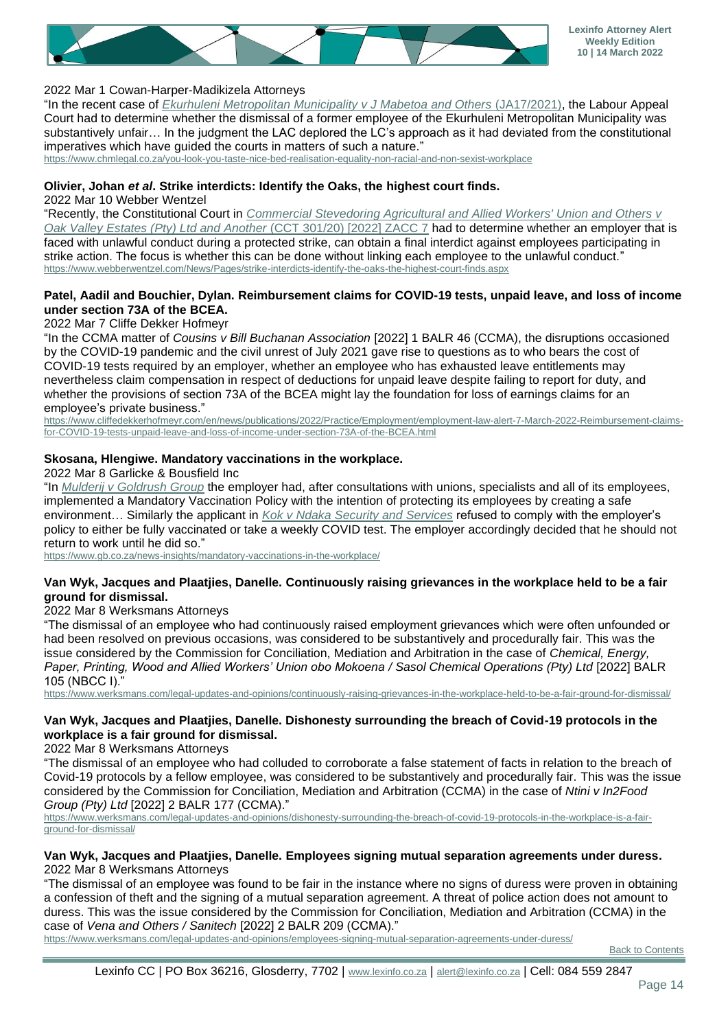2022 Mar 1 Cowan-Harper-Madikizela Attorneys

"In the recent case of *Ekurhuleni Metropolitan Municipality v J Mabetoa and Others* (JA17/2021), the Labour Appeal Court had to determine whether the dismissal of a former employee of the Ekurhuleni Metropolitan Municipality was substantively unfair… In the judgment the LAC deplored the LC's approach as it had deviated from the constitutional imperatives which have guided the courts in matters of such a nature."

https://www.chmlegal.co.za/you-look-you-taste-nice-bed-realisation-equality-non-racial-and-non-sexist-workplace

**Olivier, Johan *et al*. Strike interdicts: Identify the Oaks, the highest court finds.**

2022 Mar 10 Webber Wentzel

"Recently, the Constitutional Court in *Commercial Stevedoring Agricultural and Allied Workers' Union and Others v Oak Valley Estates (Pty) Ltd and Another* (CCT 301/20) [2022] ZACC 7 had to determine whether an employer that is faced with unlawful conduct during a protected strike, can obtain a final interdict against employees participating in strike action. The focus is whether this can be done without linking each employee to the unlawful conduct."

https://www.webberwentzel.com/News/Pages/strike-interdicts-identify-the-oaks-the-highest-court-finds.aspx

**Patel, Aadil and Bouchier, Dylan. Reimbursement claims for COVID-19 tests, unpaid leave, and loss of income under section 73A of the BCEA.**

2022 Mar 7 Cliffe Dekker Hofmeyr

"In the CCMA matter of *Cousins v Bill Buchanan Association* [2022] 1 BALR 46 (CCMA), the disruptions occasioned by the COVID-19 pandemic and the civil unrest of July 2021 gave rise to questions as to who bears the cost of COVID-19 tests required by an employer, whether an employee who has exhausted leave entitlements may nevertheless claim compensation in respect of deductions for unpaid leave despite failing to report for duty, and whether the provisions of section 73A of the BCEA might lay the foundation for loss of earnings claims for an employee's private business."

https://www.cliffedekkerhofmeyr.com/en/news/publications/2022/Practice/Employment/employment-law-alert-7-March-2022-Reimbursement-claims-for-COVID-19-tests-unpaid-leave-and-loss-of-income-under-section-73A-of-the-BCEA.html

**Skosana, Hlengiwe. Mandatory vaccinations in the workplace.**

2022 Mar 8 Garlicke & Bousfield Inc

"In *Mulderij v Goldrush Group* the employer had, after consultations with unions, specialists and all of its employees, implemented a Mandatory Vaccination Policy with the intention of protecting its employees by creating a safe environment… Similarly the applicant in *Kok v Ndaka Security and Services* refused to comply with the employer's policy to either be fully vaccinated or take a weekly COVID test. The employer accordingly decided that he should not return to work until he did so."

https://www.gb.co.za/news-insights/mandatory-vaccinations-in-the-workplace/

**Van Wyk, Jacques and Plaatjies, Danelle. Continuously raising grievances in the workplace held to be a fair ground for dismissal.**

2022 Mar 8 Werksmans Attorneys

"The dismissal of an employee who had continuously raised employment grievances which were often unfounded or had been resolved on previous occasions, was considered to be substantively and procedurally fair. This was the issue considered by the Commission for Conciliation, Mediation and Arbitration in the case of *Chemical, Energy, Paper, Printing, Wood and Allied Workers' Union obo Mokoena / Sasol Chemical Operations (Pty) Ltd* [2022] BALR 105 (NBCC I)."

https://www.werksmans.com/legal-updates-and-opinions/continuously-raising-grievances-in-the-workplace-held-to-be-a-fair-ground-for-dismissal/

**Van Wyk, Jacques and Plaatjies, Danelle. Dishonesty surrounding the breach of Covid-19 protocols in the workplace is a fair ground for dismissal.**

2022 Mar 8 Werksmans Attorneys

"The dismissal of an employee who had colluded to corroborate a false statement of facts in relation to the breach of Covid-19 protocols by a fellow employee, was considered to be substantively and procedurally fair. This was the issue considered by the Commission for Conciliation, Mediation and Arbitration (CCMA) in the case of *Ntini v In2Food Group (Pty) Ltd* [2022] 2 BALR 177 (CCMA)."

https://www.werksmans.com/legal-updates-and-opinions/dishonesty-surrounding-the-breach-of-covid-19-protocols-in-the-workplace-is-a-fair-ground-for-dismissal/

**Van Wyk, Jacques and Plaatjies, Danelle. Employees signing mutual separation agreements under duress.**

2022 Mar 8 Werksmans Attorneys

"The dismissal of an employee was found to be fair in the instance where no signs of duress were proven in obtaining a confession of theft and the signing of a mutual separation agreement. A threat of police action does not amount to duress. This was the issue considered by the Commission for Conciliation, Mediation and Arbitration (CCMA) in the case of *Vena and Others / Sanitech* [2022] 2 BALR 209 (CCMA)."

https://www.werksmans.com/legal-updates-and-opinions/employees-signing-mutual-separation-agreements-under-duress/

Back to Contents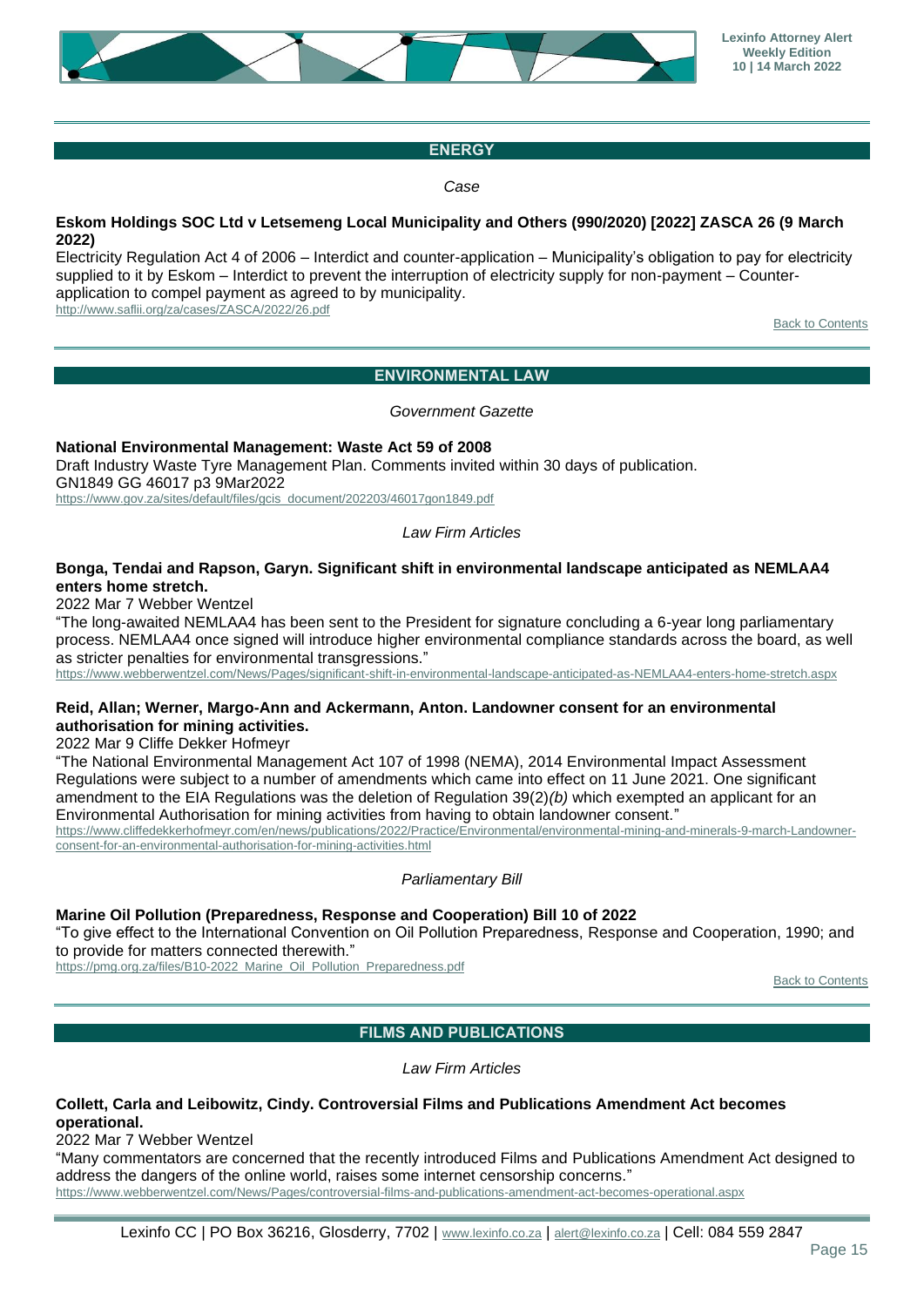## ENERGY

*Case*

**Eskom Holdings SOC Ltd v Letsemeng Local Municipality and Others (990/2020) [2022] ZASCA 26 (9 March 2022)**

Electricity Regulation Act 4 of 2006 – Interdict and counter-application – Municipality's obligation to pay for electricity supplied to it by Eskom – Interdict to prevent the interruption of electricity supply for non-payment – Counter-application to compel payment as agreed to by municipality.

http://www.saflii.org/za/cases/ZASCA/2022/26.pdf

Back to Contents

## ENVIRONMENTAL LAW

*Government Gazette*

**National Environmental Management: Waste Act 59 of 2008**

Draft Industry Waste Tyre Management Plan. Comments invited within 30 days of publication.

GN1849 GG 46017 p3 9Mar2022

https://www.gov.za/sites/default/files/gcis_document/202203/46017gon1849.pdf

*Law Firm Articles*

**Bonga, Tendai and Rapson, Garyn. Significant shift in environmental landscape anticipated as NEMLAA4 enters home stretch.**

2022 Mar 7 Webber Wentzel

"The long-awaited NEMLAA4 has been sent to the President for signature concluding a 6-year long parliamentary process. NEMLAA4 once signed will introduce higher environmental compliance standards across the board, as well as stricter penalties for environmental transgressions."

https://www.webberwentzel.com/News/Pages/significant-shift-in-environmental-landscape-anticipated-as-NEMLAA4-enters-home-stretch.aspx

**Reid, Allan; Werner, Margo-Ann and Ackermann, Anton. Landowner consent for an environmental authorisation for mining activities.**

2022 Mar 9 Cliffe Dekker Hofmeyr

"The National Environmental Management Act 107 of 1998 (NEMA), 2014 Environmental Impact Assessment Regulations were subject to a number of amendments which came into effect on 11 June 2021. One significant amendment to the EIA Regulations was the deletion of Regulation 39(2)*(b)* which exempted an applicant for an Environmental Authorisation for mining activities from having to obtain landowner consent."

https://www.cliffedekkerhofmeyr.com/en/news/publications/2022/Practice/Environmental/environmental-mining-and-minerals-9-march-Landowner-consent-for-an-environmental-authorisation-for-mining-activities.html

*Parliamentary Bill*

**Marine Oil Pollution (Preparedness, Response and Cooperation) Bill 10 of 2022**

"To give effect to the International Convention on Oil Pollution Preparedness, Response and Cooperation, 1990; and to provide for matters connected therewith."

https://pmg.org.za/files/B10-2022_Marine_Oil_Pollution_Preparedness.pdf

Back to Contents

## FILMS AND PUBLICATIONS

*Law Firm Articles*

**Collett, Carla and Leibowitz, Cindy. Controversial Films and Publications Amendment Act becomes operational.**

2022 Mar 7 Webber Wentzel

"Many commentators are concerned that the recently introduced Films and Publications Amendment Act designed to address the dangers of the online world, raises some internet censorship concerns."

https://www.webberwentzel.com/News/Pages/controversial-films-and-publications-amendment-act-becomes-operational.aspx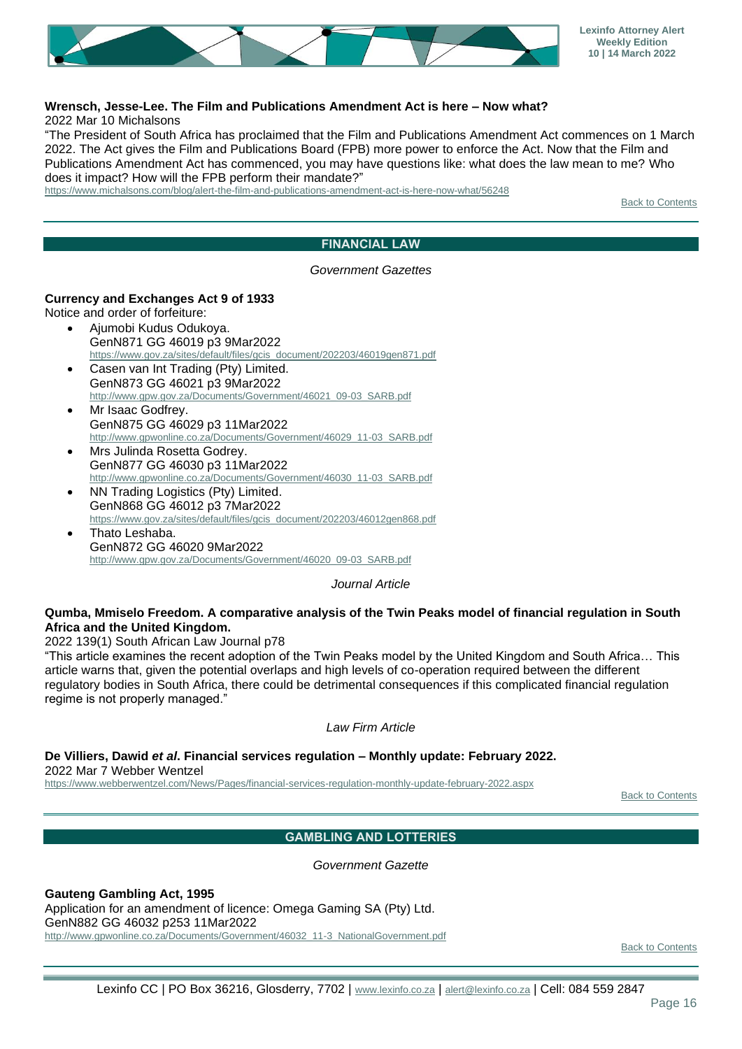**Wrensch, Jesse-Lee. The Film and Publications Amendment Act is here – Now what?**
2022 Mar 10 Michalsons
"The President of South Africa has proclaimed that the Film and Publications Amendment Act commences on 1 March 2022. The Act gives the Film and Publications Board (FPB) more power to enforce the Act. Now that the Film and Publications Amendment Act has commenced, you may have questions like: what does the law mean to me? Who does it impact? How will the FPB perform their mandate?"
https://www.michalsons.com/blog/alert-the-film-and-publications-amendment-act-is-here-now-what/56248

Back to Contents

## FINANCIAL LAW

*Government Gazettes*

**Currency and Exchanges Act 9 of 1933**
Notice and order of forfeiture:

- Ajumobi Kudus Odukoya.
  GenN871 GG 46019 p3 9Mar2022
  https://www.gov.za/sites/default/files/gcis_document/202203/46019gen871.pdf
- Casen van Int Trading (Pty) Limited.
  GenN873 GG 46021 p3 9Mar2022
  http://www.gpw.gov.za/Documents/Government/46021_09-03_SARB.pdf
- Mr Isaac Godfrey.
  GenN875 GG 46029 p3 11Mar2022
  http://www.gpwonline.co.za/Documents/Government/46029_11-03_SARB.pdf
- Mrs Julinda Rosetta Godrey.
  GenN877 GG 46030 p3 11Mar2022
  http://www.gpwonline.co.za/Documents/Government/46030_11-03_SARB.pdf
- NN Trading Logistics (Pty) Limited.
  GenN868 GG 46012 p3 7Mar2022
  https://www.gov.za/sites/default/files/gcis_document/202203/46012gen868.pdf
- Thato Leshaba.
  GenN872 GG 46020 9Mar2022
  http://www.gpw.gov.za/Documents/Government/46020_09-03_SARB.pdf

*Journal Article*

**Qumba, Mmiselo Freedom. A comparative analysis of the Twin Peaks model of financial regulation in South Africa and the United Kingdom.**
2022 139(1) South African Law Journal p78
"This article examines the recent adoption of the Twin Peaks model by the United Kingdom and South Africa… This article warns that, given the potential overlaps and high levels of co-operation required between the different regulatory bodies in South Africa, there could be detrimental consequences if this complicated financial regulation regime is not properly managed."

*Law Firm Article*

**De Villiers, Dawid *et al*. Financial services regulation – Monthly update: February 2022.**
2022 Mar 7 Webber Wentzel
https://www.webberwentzel.com/News/Pages/financial-services-regulation-monthly-update-february-2022.aspx

Back to Contents

## GAMBLING AND LOTTERIES

*Government Gazette*

**Gauteng Gambling Act, 1995**
Application for an amendment of licence: Omega Gaming SA (Pty) Ltd.
GenN882 GG 46032 p253 11Mar2022
http://www.gpwonline.co.za/Documents/Government/46032_11-3_NationalGovernment.pdf

Back to Contents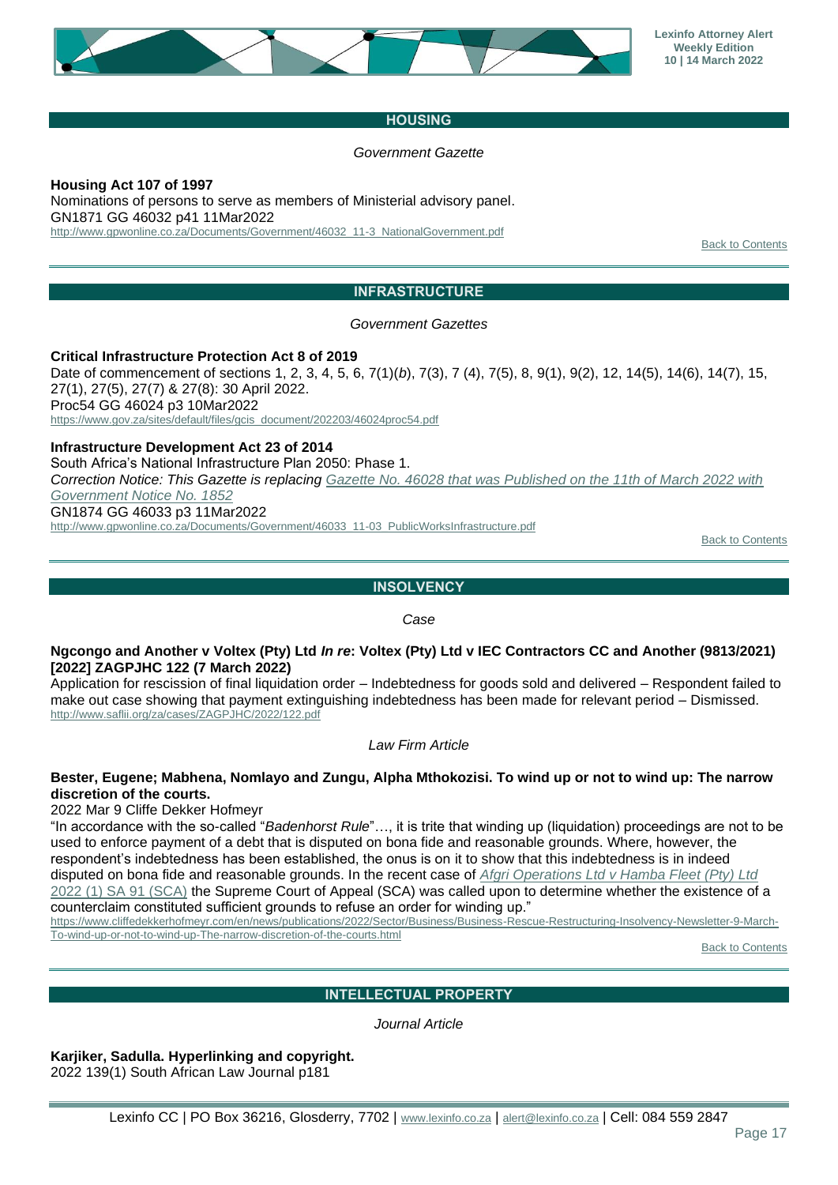## HOUSING

*Government Gazette*

**Housing Act 107 of 1997**
Nominations of persons to serve as members of Ministerial advisory panel.
GN1871 GG 46032 p41 11Mar2022
http://www.gpwonline.co.za/Documents/Government/46032_11-3_NationalGovernment.pdf

Back to Contents

## INFRASTRUCTURE

*Government Gazettes*

**Critical Infrastructure Protection Act 8 of 2019**
Date of commencement of sections 1, 2, 3, 4, 5, 6, 7(1)(*b*), 7(3), 7 (4), 7(5), 8, 9(1), 9(2), 12, 14(5), 14(6), 14(7), 15, 27(1), 27(5), 27(7) & 27(8): 30 April 2022.
Proc54 GG 46024 p3 10Mar2022
https://www.gov.za/sites/default/files/gcis_document/202203/46024proc54.pdf

**Infrastructure Development Act 23 of 2014**
South Africa's National Infrastructure Plan 2050: Phase 1.
*Correction Notice: This Gazette is replacing Gazette No. 46028 that was Published on the 11th of March 2022 with Government Notice No. 1852*
GN1874 GG 46033 p3 11Mar2022
http://www.gpwonline.co.za/Documents/Government/46033_11-03_PublicWorksInfrastructure.pdf

Back to Contents

## INSOLVENCY

*Case*

**Ngcongo and Another v Voltex (Pty) Ltd *In re*: Voltex (Pty) Ltd v IEC Contractors CC and Another (9813/2021) [2022] ZAGPJHC 122 (7 March 2022)**
Application for rescission of final liquidation order – Indebtedness for goods sold and delivered – Respondent failed to make out case showing that payment extinguishing indebtedness has been made for relevant period – Dismissed.
http://www.saflii.org/za/cases/ZAGPJHC/2022/122.pdf

*Law Firm Article*

**Bester, Eugene; Mabhena, Nomlayo and Zungu, Alpha Mthokozisi. To wind up or not to wind up: The narrow discretion of the courts.**
2022 Mar 9 Cliffe Dekker Hofmeyr
"In accordance with the so-called "*Badenhorst Rule*"…, it is trite that winding up (liquidation) proceedings are not to be used to enforce payment of a debt that is disputed on bona fide and reasonable grounds. Where, however, the respondent's indebtedness has been established, the onus is on it to show that this indebtedness is in indeed disputed on bona fide and reasonable grounds. In the recent case of *Afgri Operations Ltd v Hamba Fleet (Pty) Ltd* 2022 (1) SA 91 (SCA) the Supreme Court of Appeal (SCA) was called upon to determine whether the existence of a counterclaim constituted sufficient grounds to refuse an order for winding up."
https://www.cliffedekkerhofmeyr.com/en/news/publications/2022/Sector/Business/Business-Rescue-Restructuring-Insolvency-Newsletter-9-March-To-wind-up-or-not-to-wind-up-The-narrow-discretion-of-the-courts.html

Back to Contents

## INTELLECTUAL PROPERTY

*Journal Article*

**Karjiker, Sadulla. Hyperlinking and copyright.**
2022 139(1) South African Law Journal p181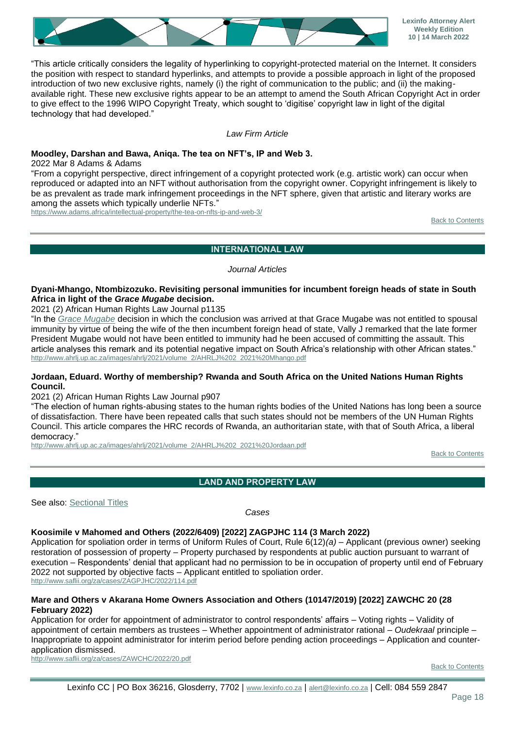"This article critically considers the legality of hyperlinking to copyright-protected material on the Internet. It considers the position with respect to standard hyperlinks, and attempts to provide a possible approach in light of the proposed introduction of two new exclusive rights, namely (i) the right of communication to the public; and (ii) the making-available right. These new exclusive rights appear to be an attempt to amend the South African Copyright Act in order to give effect to the 1996 WIPO Copyright Treaty, which sought to 'digitise' copyright law in light of the digital technology that had developed."

*Law Firm Article*

**Moodley, Darshan and Bawa, Aniqa. The tea on NFT's, IP and Web 3.**

2022 Mar 8 Adams & Adams

"From a copyright perspective, direct infringement of a copyright protected work (e.g. artistic work) can occur when reproduced or adapted into an NFT without authorisation from the copyright owner. Copyright infringement is likely to be as prevalent as trade mark infringement proceedings in the NFT sphere, given that artistic and literary works are among the assets which typically underlie NFTs."

https://www.adams.africa/intellectual-property/the-tea-on-nfts-ip-and-web-3/

Back to Contents

## INTERNATIONAL LAW

*Journal Articles*

**Dyani-Mhango, Ntombizozuko. Revisiting personal immunities for incumbent foreign heads of state in South Africa in light of the *Grace Mugabe* decision.**

2021 (2) African Human Rights Law Journal p1135

"In the *Grace Mugabe* decision in which the conclusion was arrived at that Grace Mugabe was not entitled to spousal immunity by virtue of being the wife of the then incumbent foreign head of state, Vally J remarked that the late former President Mugabe would not have been entitled to immunity had he been accused of committing the assault. This article analyses this remark and its potential negative impact on South Africa's relationship with other African states."

http://www.ahrlj.up.ac.za/images/ahrlj/2021/volume_2/AHRLJ%202_2021%20Mhango.pdf

**Jordaan, Eduard. Worthy of membership? Rwanda and South Africa on the United Nations Human Rights Council.**

2021 (2) African Human Rights Law Journal p907

"The election of human rights-abusing states to the human rights bodies of the United Nations has long been a source of dissatisfaction. There have been repeated calls that such states should not be members of the UN Human Rights Council. This article compares the HRC records of Rwanda, an authoritarian state, with that of South Africa, a liberal democracy."

http://www.ahrlj.up.ac.za/images/ahrlj/2021/volume_2/AHRLJ%202_2021%20Jordaan.pdf

Back to Contents

## LAND AND PROPERTY LAW

See also: Sectional Titles

*Cases*

**Koosimile v Mahomed and Others (2022/6409) [2022] ZAGPJHC 114 (3 March 2022)**

Application for spoliation order in terms of Uniform Rules of Court, Rule 6(12)*(a)* – Applicant (previous owner) seeking restoration of possession of property – Property purchased by respondents at public auction pursuant to warrant of execution – Respondents' denial that applicant had no permission to be in occupation of property until end of February 2022 not supported by objective facts – Applicant entitled to spoliation order.

http://www.saflii.org/za/cases/ZAGPJHC/2022/114.pdf

**Mare and Others v Akarana Home Owners Association and Others (10147/2019) [2022] ZAWCHC 20 (28 February 2022)**

Application for order for appointment of administrator to control respondents' affairs – Voting rights – Validity of appointment of certain members as trustees – Whether appointment of administrator rational – *Oudekraal* principle – Inappropriate to appoint administrator for interim period before pending action proceedings – Application and counter-application dismissed.

http://www.saflii.org/za/cases/ZAWCHC/2022/20.pdf

Back to Contents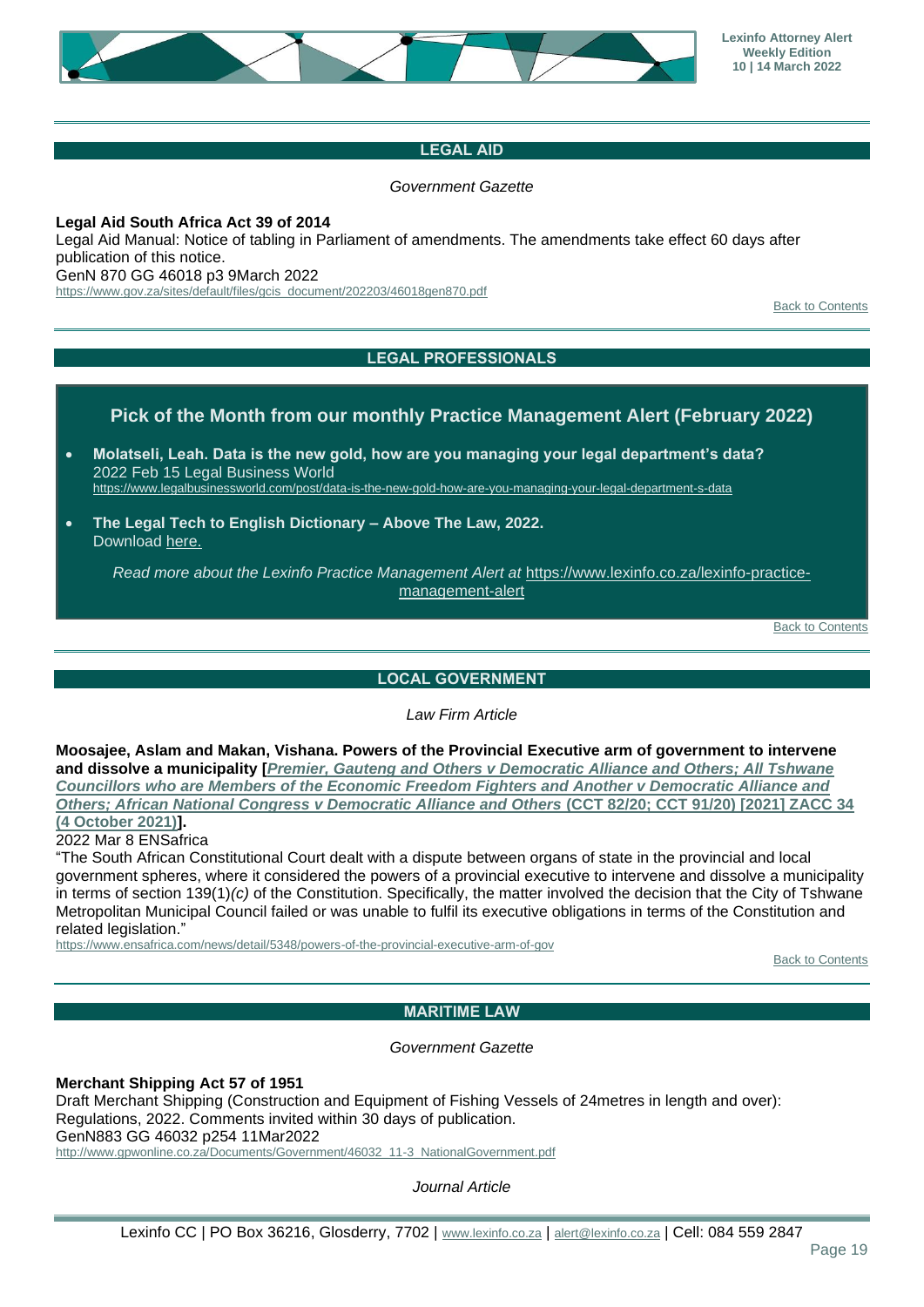## LEGAL AID

*Government Gazette*

**Legal Aid South Africa Act 39 of 2014**
Legal Aid Manual: Notice of tabling in Parliament of amendments. The amendments take effect 60 days after publication of this notice.
GenN 870 GG 46018 p3 9March 2022
https://www.gov.za/sites/default/files/gcis_document/202203/46018gen870.pdf

Back to Contents

## LEGAL PROFESSIONALS

### Pick of the Month from our monthly Practice Management Alert (February 2022)

- **Molatseli, Leah. Data is the new gold, how are you managing your legal department's data?**
  2022 Feb 15 Legal Business World
  https://www.legalbusinessworld.com/post/data-is-the-new-gold-how-are-you-managing-your-legal-department-s-data
- **The Legal Tech to English Dictionary – Above The Law, 2022.**
  Download here.

*Read more about the Lexinfo Practice Management Alert at* https://www.lexinfo.co.za/lexinfo-practice-management-alert

Back to Contents

## LOCAL GOVERNMENT

*Law Firm Article*

**Moosajee, Aslam and Makan, Vishana. Powers of the Provincial Executive arm of government to intervene and dissolve a municipality [*Premier, Gauteng and Others v Democratic Alliance and Others; All Tshwane Councillors who are Members of the Economic Freedom Fighters and Another v Democratic Alliance and Others; African National Congress v Democratic Alliance and Others* (CCT 82/20; CCT 91/20) [2021] ZACC 34 (4 October 2021)].**
2022 Mar 8 ENSafrica
"The South African Constitutional Court dealt with a dispute between organs of state in the provincial and local government spheres, where it considered the powers of a provincial executive to intervene and dissolve a municipality in terms of section 139(1)*(c)* of the Constitution. Specifically, the matter involved the decision that the City of Tshwane Metropolitan Municipal Council failed or was unable to fulfil its executive obligations in terms of the Constitution and related legislation."
https://www.ensafrica.com/news/detail/5348/powers-of-the-provincial-executive-arm-of-gov

Back to Contents

## MARITIME LAW

*Government Gazette*

**Merchant Shipping Act 57 of 1951**
Draft Merchant Shipping (Construction and Equipment of Fishing Vessels of 24metres in length and over): Regulations, 2022. Comments invited within 30 days of publication.
GenN883 GG 46032 p254 11Mar2022
http://www.gpwonline.co.za/Documents/Government/46032_11-3_NationalGovernment.pdf

*Journal Article*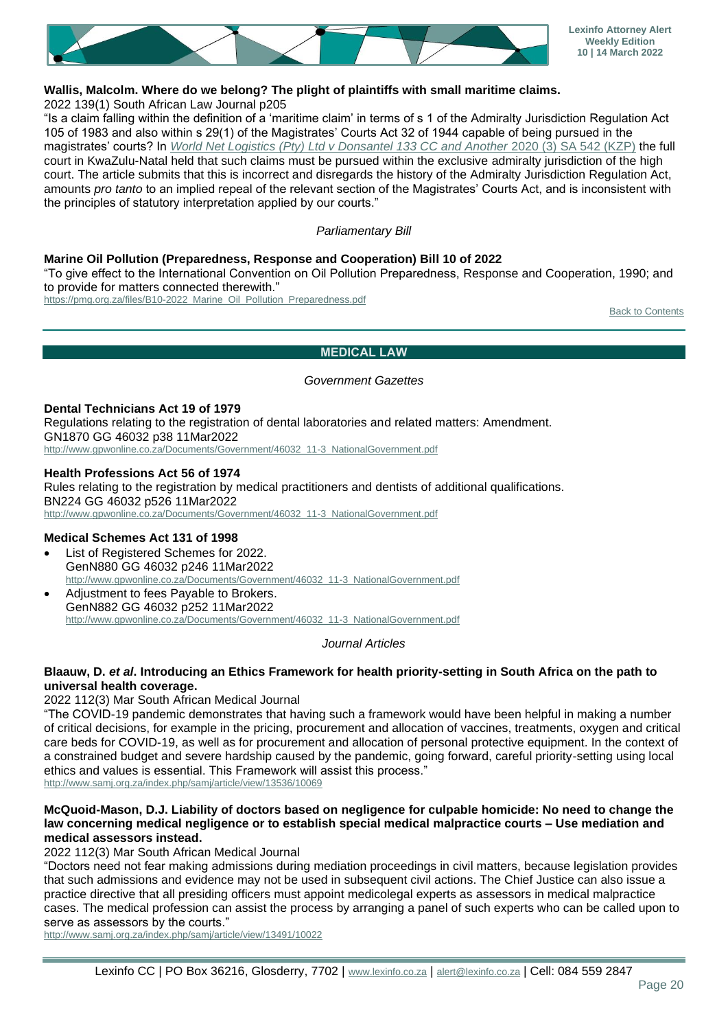**Wallis, Malcolm. Where do we belong? The plight of plaintiffs with small maritime claims.**

2022 139(1) South African Law Journal p205

"Is a claim falling within the definition of a 'maritime claim' in terms of s 1 of the Admiralty Jurisdiction Regulation Act 105 of 1983 and also within s 29(1) of the Magistrates' Courts Act 32 of 1944 capable of being pursued in the magistrates' courts? In *World Net Logistics (Pty) Ltd v Donsantel 133 CC and Another* 2020 (3) SA 542 (KZP) the full court in KwaZulu-Natal held that such claims must be pursued within the exclusive admiralty jurisdiction of the high court. The article submits that this is incorrect and disregards the history of the Admiralty Jurisdiction Regulation Act, amounts *pro tanto* to an implied repeal of the relevant section of the Magistrates' Courts Act, and is inconsistent with the principles of statutory interpretation applied by our courts."

*Parliamentary Bill*

**Marine Oil Pollution (Preparedness, Response and Cooperation) Bill 10 of 2022**

"To give effect to the International Convention on Oil Pollution Preparedness, Response and Cooperation, 1990; and to provide for matters connected therewith."

https://pmg.org.za/files/B10-2022_Marine_Oil_Pollution_Preparedness.pdf

Back to Contents

## MEDICAL LAW

*Government Gazettes*

**Dental Technicians Act 19 of 1979**

Regulations relating to the registration of dental laboratories and related matters: Amendment.
GN1870 GG 46032 p38 11Mar2022
http://www.gpwonline.co.za/Documents/Government/46032_11-3_NationalGovernment.pdf

**Health Professions Act 56 of 1974**

Rules relating to the registration by medical practitioners and dentists of additional qualifications.
BN224 GG 46032 p526 11Mar2022
http://www.gpwonline.co.za/Documents/Government/46032_11-3_NationalGovernment.pdf

**Medical Schemes Act 131 of 1998**

- List of Registered Schemes for 2022.
  GenN880 GG 46032 p246 11Mar2022
  http://www.gpwonline.co.za/Documents/Government/46032_11-3_NationalGovernment.pdf
- Adjustment to fees Payable to Brokers.
  GenN882 GG 46032 p252 11Mar2022
  http://www.gpwonline.co.za/Documents/Government/46032_11-3_NationalGovernment.pdf

*Journal Articles*

**Blaauw, D. *et al*. Introducing an Ethics Framework for health priority-setting in South Africa on the path to universal health coverage.**

2022 112(3) Mar South African Medical Journal

"The COVID-19 pandemic demonstrates that having such a framework would have been helpful in making a number of critical decisions, for example in the pricing, procurement and allocation of vaccines, treatments, oxygen and critical care beds for COVID-19, as well as for procurement and allocation of personal protective equipment. In the context of a constrained budget and severe hardship caused by the pandemic, going forward, careful priority-setting using local ethics and values is essential. This Framework will assist this process."

http://www.samj.org.za/index.php/samj/article/view/13536/10069

**McQuoid-Mason, D.J. Liability of doctors based on negligence for culpable homicide: No need to change the law concerning medical negligence or to establish special medical malpractice courts – Use mediation and medical assessors instead.**

2022 112(3) Mar South African Medical Journal

"Doctors need not fear making admissions during mediation proceedings in civil matters, because legislation provides that such admissions and evidence may not be used in subsequent civil actions. The Chief Justice can also issue a practice directive that all presiding officers must appoint medicolegal experts as assessors in medical malpractice cases. The medical profession can assist the process by arranging a panel of such experts who can be called upon to serve as assessors by the courts."

http://www.samj.org.za/index.php/samj/article/view/13491/10022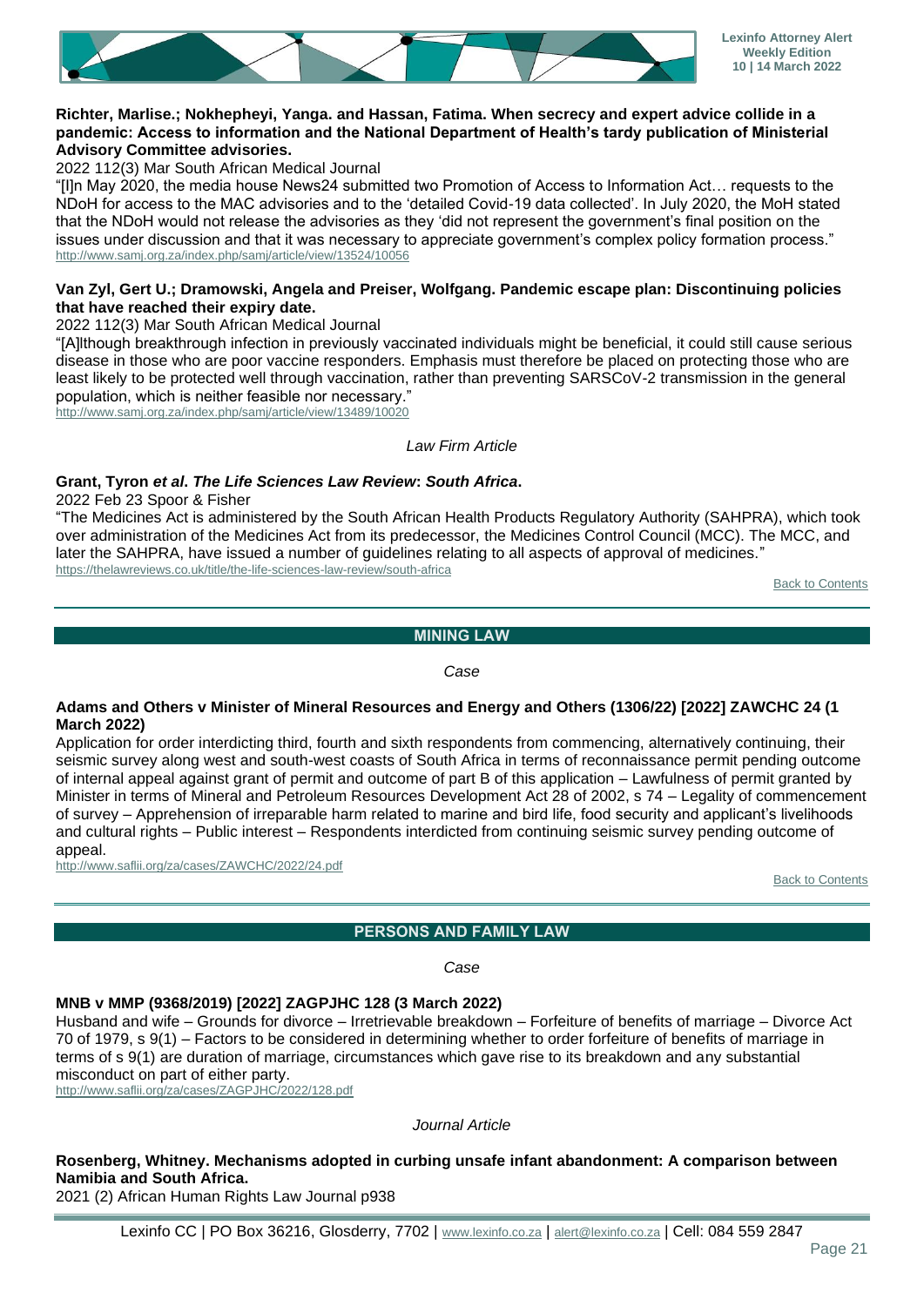**Richter, Marlise.; Nokhepheyi, Yanga. and Hassan, Fatima. When secrecy and expert advice collide in a pandemic: Access to information and the National Department of Health's tardy publication of Ministerial Advisory Committee advisories.**

2022 112(3) Mar South African Medical Journal

"[I]n May 2020, the media house News24 submitted two Promotion of Access to Information Act… requests to the NDoH for access to the MAC advisories and to the 'detailed Covid-19 data collected'. In July 2020, the MoH stated that the NDoH would not release the advisories as they 'did not represent the government's final position on the issues under discussion and that it was necessary to appreciate government's complex policy formation process."

http://www.samj.org.za/index.php/samj/article/view/13524/10056

**Van Zyl, Gert U.; Dramowski, Angela and Preiser, Wolfgang. Pandemic escape plan: Discontinuing policies that have reached their expiry date.**

2022 112(3) Mar South African Medical Journal

"[A]lthough breakthrough infection in previously vaccinated individuals might be beneficial, it could still cause serious disease in those who are poor vaccine responders. Emphasis must therefore be placed on protecting those who are least likely to be protected well through vaccination, rather than preventing SARSCoV-2 transmission in the general population, which is neither feasible nor necessary."

http://www.samj.org.za/index.php/samj/article/view/13489/10020

*Law Firm Article*

**Grant, Tyron *et al*. *The Life Sciences Law Review*: *South Africa*.**

2022 Feb 23 Spoor & Fisher

"The Medicines Act is administered by the South African Health Products Regulatory Authority (SAHPRA), which took over administration of the Medicines Act from its predecessor, the Medicines Control Council (MCC). The MCC, and later the SAHPRA, have issued a number of guidelines relating to all aspects of approval of medicines."

https://thelawreviews.co.uk/title/the-life-sciences-law-review/south-africa

Back to Contents

## MINING LAW

*Case*

**Adams and Others v Minister of Mineral Resources and Energy and Others (1306/22) [2022] ZAWCHC 24 (1 March 2022)**

Application for order interdicting third, fourth and sixth respondents from commencing, alternatively continuing, their seismic survey along west and south-west coasts of South Africa in terms of reconnaissance permit pending outcome of internal appeal against grant of permit and outcome of part B of this application – Lawfulness of permit granted by Minister in terms of Mineral and Petroleum Resources Development Act 28 of 2002, s 74 – Legality of commencement of survey – Apprehension of irreparable harm related to marine and bird life, food security and applicant's livelihoods and cultural rights – Public interest – Respondents interdicted from continuing seismic survey pending outcome of appeal.

http://www.saflii.org/za/cases/ZAWCHC/2022/24.pdf

Back to Contents

## PERSONS AND FAMILY LAW

*Case*

**MNB v MMP (9368/2019) [2022] ZAGPJHC 128 (3 March 2022)**

Husband and wife – Grounds for divorce – Irretrievable breakdown – Forfeiture of benefits of marriage – Divorce Act 70 of 1979, s 9(1) – Factors to be considered in determining whether to order forfeiture of benefits of marriage in terms of s 9(1) are duration of marriage, circumstances which gave rise to its breakdown and any substantial misconduct on part of either party.

http://www.saflii.org/za/cases/ZAGPJHC/2022/128.pdf

*Journal Article*

**Rosenberg, Whitney. Mechanisms adopted in curbing unsafe infant abandonment: A comparison between Namibia and South Africa.**

2021 (2) African Human Rights Law Journal p938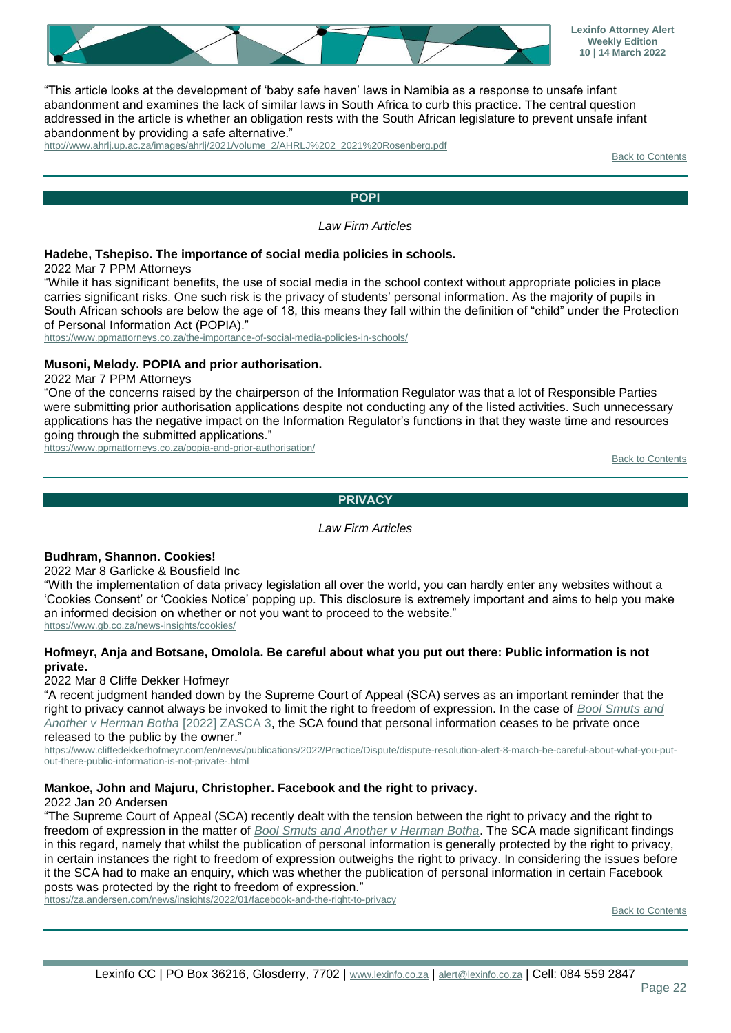"This article looks at the development of 'baby safe haven' laws in Namibia as a response to unsafe infant abandonment and examines the lack of similar laws in South Africa to curb this practice. The central question addressed in the article is whether an obligation rests with the South African legislature to prevent unsafe infant abandonment by providing a safe alternative."
http://www.ahrlj.up.ac.za/images/ahrlj/2021/volume_2/AHRLJ%202_2021%20Rosenberg.pdf

Back to Contents

## POPI

*Law Firm Articles*

**Hadebe, Tshepiso. The importance of social media policies in schools.**
2022 Mar 7 PPM Attorneys
"While it has significant benefits, the use of social media in the school context without appropriate policies in place carries significant risks. One such risk is the privacy of students' personal information. As the majority of pupils in South African schools are below the age of 18, this means they fall within the definition of "child" under the Protection of Personal Information Act (POPIA)."
https://www.ppmattorneys.co.za/the-importance-of-social-media-policies-in-schools/

**Musoni, Melody. POPIA and prior authorisation.**
2022 Mar 7 PPM Attorneys
"One of the concerns raised by the chairperson of the Information Regulator was that a lot of Responsible Parties were submitting prior authorisation applications despite not conducting any of the listed activities. Such unnecessary applications has the negative impact on the Information Regulator's functions in that they waste time and resources going through the submitted applications."
https://www.ppmattorneys.co.za/popia-and-prior-authorisation/

Back to Contents

## PRIVACY

*Law Firm Articles*

**Budhram, Shannon. Cookies!**
2022 Mar 8 Garlicke & Bousfield Inc
"With the implementation of data privacy legislation all over the world, you can hardly enter any websites without a 'Cookies Consent' or 'Cookies Notice' popping up. This disclosure is extremely important and aims to help you make an informed decision on whether or not you want to proceed to the website."
https://www.gb.co.za/news-insights/cookies/

**Hofmeyr, Anja and Botsane, Omolola. Be careful about what you put out there: Public information is not private.**
2022 Mar 8 Cliffe Dekker Hofmeyr
"A recent judgment handed down by the Supreme Court of Appeal (SCA) serves as an important reminder that the right to privacy cannot always be invoked to limit the right to freedom of expression. In the case of *Bool Smuts and Another v Herman Botha* [2022] ZASCA 3, the SCA found that personal information ceases to be private once released to the public by the owner."
https://www.cliffedekkerhofmeyr.com/en/news/publications/2022/Practice/Dispute/dispute-resolution-alert-8-march-be-careful-about-what-you-put-out-there-public-information-is-not-private-.html

**Mankoe, John and Majuru, Christopher. Facebook and the right to privacy.**
2022 Jan 20 Andersen
"The Supreme Court of Appeal (SCA) recently dealt with the tension between the right to privacy and the right to freedom of expression in the matter of *Bool Smuts and Another v Herman Botha*. The SCA made significant findings in this regard, namely that whilst the publication of personal information is generally protected by the right to privacy, in certain instances the right to freedom of expression outweighs the right to privacy. In considering the issues before it the SCA had to make an enquiry, which was whether the publication of personal information in certain Facebook posts was protected by the right to freedom of expression."
https://za.andersen.com/news/insights/2022/01/facebook-and-the-right-to-privacy

Back to Contents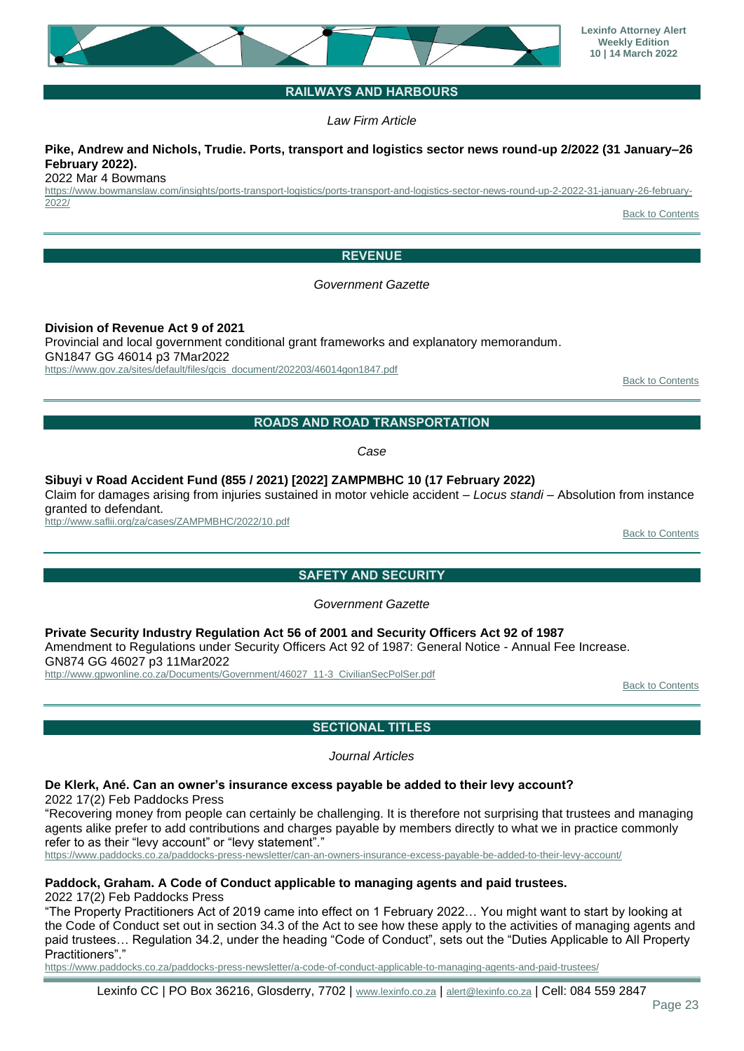## RAILWAYS AND HARBOURS

*Law Firm Article*

**Pike, Andrew and Nichols, Trudie. Ports, transport and logistics sector news round-up 2/2022 (31 January–26 February 2022).**
2022 Mar 4 Bowmans
https://www.bowmanslaw.com/insights/ports-transport-logistics/ports-transport-and-logistics-sector-news-round-up-2-2022-31-january-26-february-2022/

Back to Contents

## REVENUE

*Government Gazette*

**Division of Revenue Act 9 of 2021**
Provincial and local government conditional grant frameworks and explanatory memorandum.
GN1847 GG 46014 p3 7Mar2022
https://www.gov.za/sites/default/files/gcis_document/202203/46014gon1847.pdf

Back to Contents

## ROADS AND ROAD TRANSPORTATION

*Case*

**Sibuyi v Road Accident Fund (855 / 2021) [2022] ZAMPMBHC 10 (17 February 2022)**
Claim for damages arising from injuries sustained in motor vehicle accident – *Locus standi* – Absolution from instance granted to defendant.
http://www.saflii.org/za/cases/ZAMPMBHC/2022/10.pdf

Back to Contents

## SAFETY AND SECURITY

*Government Gazette*

**Private Security Industry Regulation Act 56 of 2001 and Security Officers Act 92 of 1987**
Amendment to Regulations under Security Officers Act 92 of 1987: General Notice - Annual Fee Increase.
GN874 GG 46027 p3 11Mar2022
http://www.gpwonline.co.za/Documents/Government/46027_11-3_CivilianSecPolSer.pdf

Back to Contents

## SECTIONAL TITLES

*Journal Articles*

**De Klerk, Ané. Can an owner's insurance excess payable be added to their levy account?**
2022 17(2) Feb Paddocks Press
"Recovering money from people can certainly be challenging. It is therefore not surprising that trustees and managing agents alike prefer to add contributions and charges payable by members directly to what we in practice commonly refer to as their "levy account" or "levy statement"."
https://www.paddocks.co.za/paddocks-press-newsletter/can-an-owners-insurance-excess-payable-be-added-to-their-levy-account/

**Paddock, Graham. A Code of Conduct applicable to managing agents and paid trustees.**
2022 17(2) Feb Paddocks Press
"The Property Practitioners Act of 2019 came into effect on 1 February 2022… You might want to start by looking at the Code of Conduct set out in section 34.3 of the Act to see how these apply to the activities of managing agents and paid trustees… Regulation 34.2, under the heading "Code of Conduct", sets out the "Duties Applicable to All Property Practitioners"."
https://www.paddocks.co.za/paddocks-press-newsletter/a-code-of-conduct-applicable-to-managing-agents-and-paid-trustees/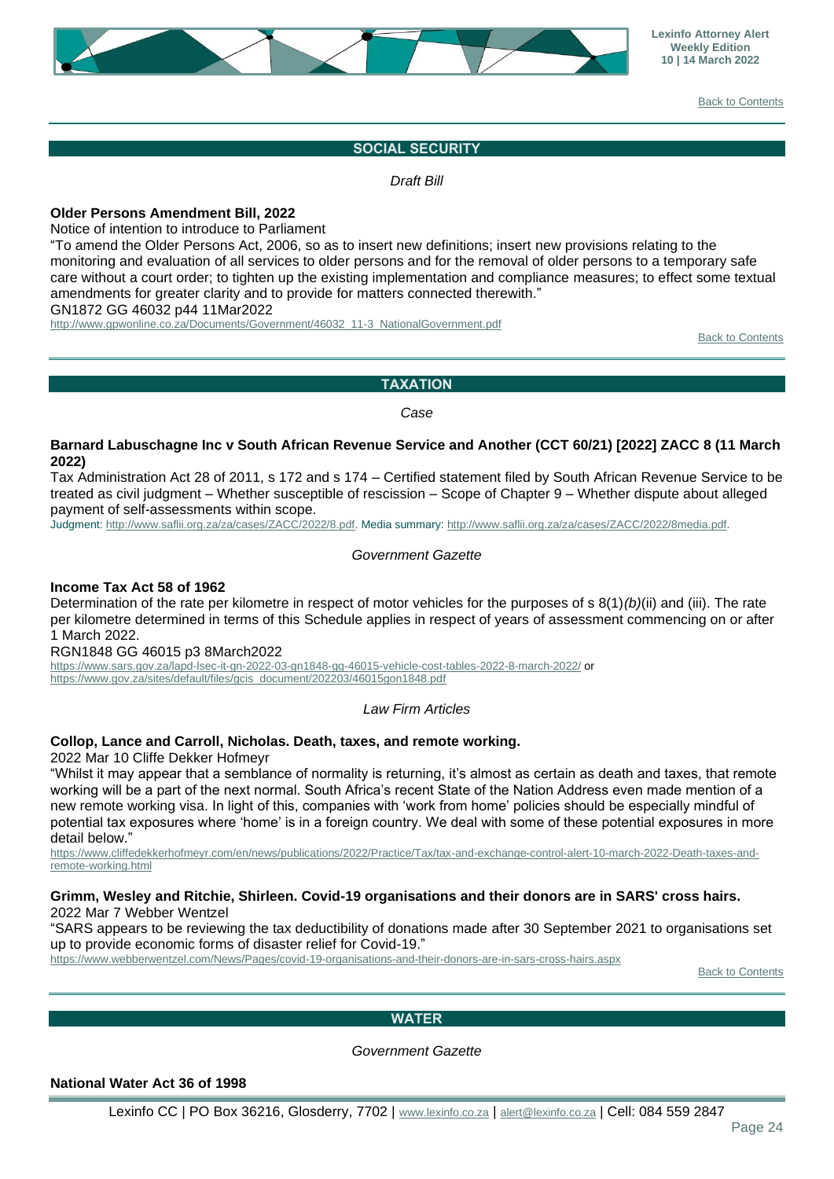Back to Contents

## SOCIAL SECURITY

*Draft Bill*

**Older Persons Amendment Bill, 2022**

Notice of intention to introduce to Parliament

"To amend the Older Persons Act, 2006, so as to insert new definitions; insert new provisions relating to the monitoring and evaluation of all services to older persons and for the removal of older persons to a temporary safe care without a court order; to tighten up the existing implementation and compliance measures; to effect some textual amendments for greater clarity and to provide for matters connected therewith."

GN1872 GG 46032 p44 11Mar2022

http://www.gpwonline.co.za/Documents/Government/46032_11-3_NationalGovernment.pdf

Back to Contents

## TAXATION

*Case*

**Barnard Labuschagne Inc v South African Revenue Service and Another (CCT 60/21) [2022] ZACC 8 (11 March 2022)**

Tax Administration Act 28 of 2011, s 172 and s 174 – Certified statement filed by South African Revenue Service to be treated as civil judgment – Whether susceptible of rescission – Scope of Chapter 9 – Whether dispute about alleged payment of self-assessments within scope.

Judgment: http://www.saflii.org.za/za/cases/ZACC/2022/8.pdf. Media summary: http://www.saflii.org.za/za/cases/ZACC/2022/8media.pdf.

*Government Gazette*

**Income Tax Act 58 of 1962**

Determination of the rate per kilometre in respect of motor vehicles for the purposes of s 8(1)*(b)*(ii) and (iii). The rate per kilometre determined in terms of this Schedule applies in respect of years of assessment commencing on or after 1 March 2022.

RGN1848 GG 46015 p3 8March2022

https://www.sars.gov.za/lapd-lsec-it-gn-2022-03-gn1848-gg-46015-vehicle-cost-tables-2022-8-march-2022/ or
https://www.gov.za/sites/default/files/gcis_document/202203/46015gon1848.pdf

*Law Firm Articles*

**Collop, Lance and Carroll, Nicholas. Death, taxes, and remote working.**

2022 Mar 10 Cliffe Dekker Hofmeyr

"Whilst it may appear that a semblance of normality is returning, it's almost as certain as death and taxes, that remote working will be a part of the next normal. South Africa's recent State of the Nation Address even made mention of a new remote working visa. In light of this, companies with 'work from home' policies should be especially mindful of potential tax exposures where 'home' is in a foreign country. We deal with some of these potential exposures in more detail below."

https://www.cliffedekkerhofmeyr.com/en/news/publications/2022/Practice/Tax/tax-and-exchange-control-alert-10-march-2022-Death-taxes-and-remote-working.html

**Grimm, Wesley and Ritchie, Shirleen. Covid-19 organisations and their donors are in SARS' cross hairs.**

2022 Mar 7 Webber Wentzel

"SARS appears to be reviewing the tax deductibility of donations made after 30 September 2021 to organisations set up to provide economic forms of disaster relief for Covid-19."

https://www.webberwentzel.com/News/Pages/covid-19-organisations-and-their-donors-are-in-sars-cross-hairs.aspx

Back to Contents

## WATER

*Government Gazette*

**National Water Act 36 of 1998**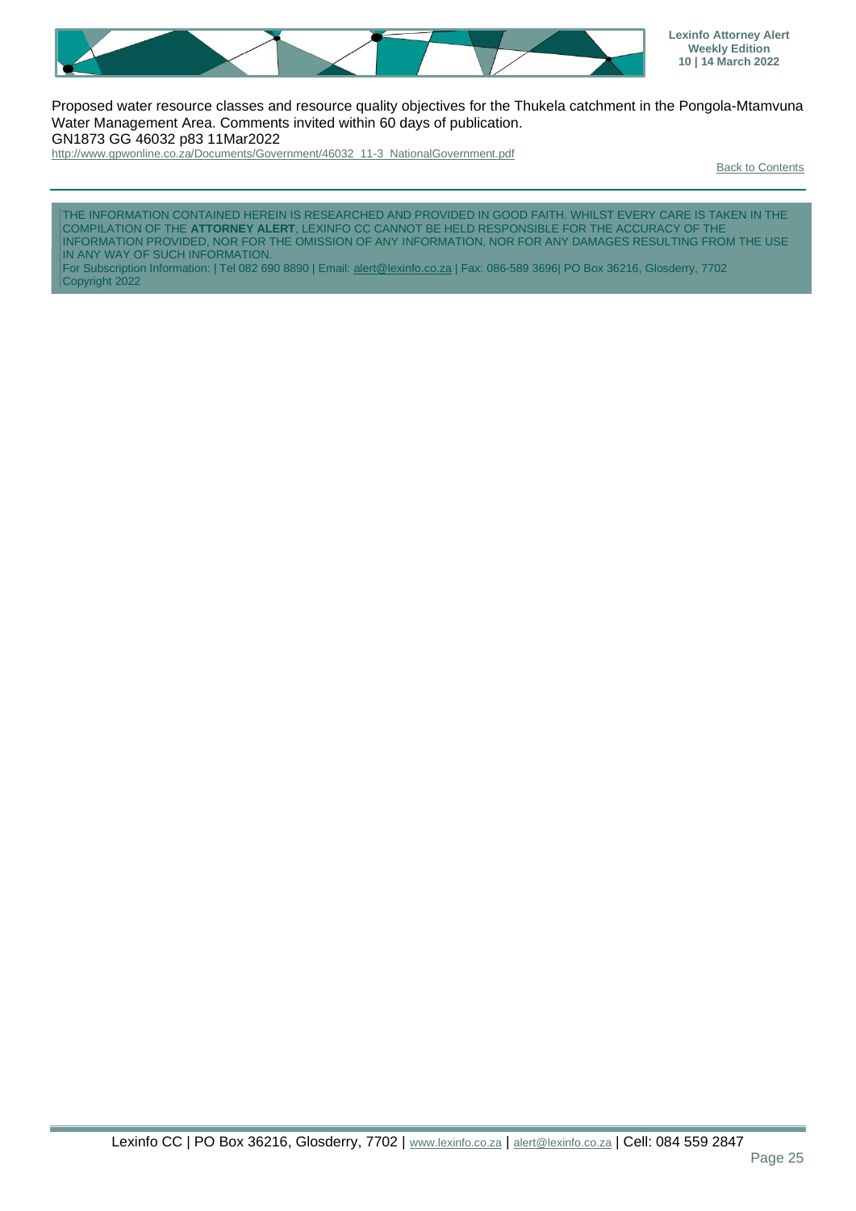Proposed water resource classes and resource quality objectives for the Thukela catchment in the Pongola-Mtamvuna Water Management Area. Comments invited within 60 days of publication.
GN1873 GG 46032 p83 11Mar2022
http://www.gpwonline.co.za/Documents/Government/46032_11-3_NationalGovernment.pdf

Back to Contents

---

THE INFORMATION CONTAINED HEREIN IS RESEARCHED AND PROVIDED IN GOOD FAITH. WHILST EVERY CARE IS TAKEN IN THE COMPILATION OF THE **ATTORNEY ALERT**, LEXINFO CC CANNOT BE HELD RESPONSIBLE FOR THE ACCURACY OF THE INFORMATION PROVIDED, NOR FOR THE OMISSION OF ANY INFORMATION, NOR FOR ANY DAMAGES RESULTING FROM THE USE IN ANY WAY OF SUCH INFORMATION.
For Subscription Information: | Tel 082 690 8890 | Email: alert@lexinfo.co.za | Fax: 086-589 3696| PO Box 36216, Glosderry, 7702
Copyright 2022